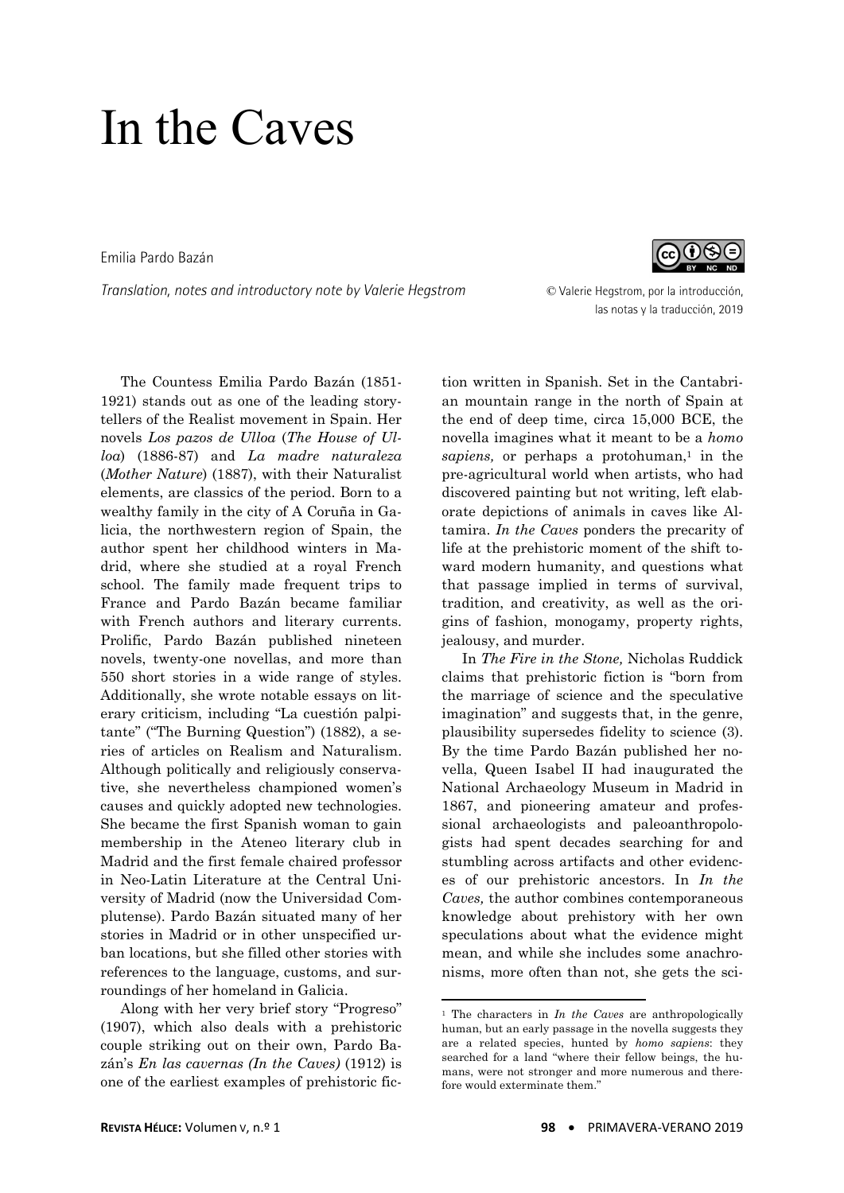# In the Caves

Emilia Pardo Bazán

*Translation, notes and introductory note by Valerie Hegstrom*

© Valerie Hegstrom, por la introducción, las notas y la traducción, 2019

The Countess Emilia Pardo Bazán (1851-1921) stands out as one of the leading storytellers of the Realist movement in Spain. Her novels *Los pazos de Ulloa* (*The House of Ulloa*) (1886-87) and *La madre naturaleza* (*Mother Nature*) (1887), with their Naturalist elements, are classics of the period. Born to a wealthy family in the city of A Coruña in Galicia, the northwestern region of Spain, the author spent her childhood winters in Madrid, where she studied at a royal French school. The family made frequent trips to France and Pardo Bazán became familiar with French authors and literary currents. Prolific, Pardo Bazán published nineteen novels, twenty-one novellas, and more than 550 short stories in a wide range of styles. Additionally, she wrote notable essays on literary criticism, including "La cuestión palpitante" ("The Burning Question") (1882), a series of articles on Realism and Naturalism. Although politically and religiously conservative, she nevertheless championed women's causes and quickly adopted new technologies. She became the first Spanish woman to gain membership in the Ateneo literary club in Madrid and the first female chaired professor in Neo-Latin Literature at the Central University of Madrid (now the Universidad Complutense). Pardo Bazán situated many of her stories in Madrid or in other unspecified urban locations, but she filled other stories with references to the language, customs, and surroundings of her homeland in Galicia.

Along with her very brief story "Progreso" (1907), which also deals with a prehistoric couple striking out on their own, Pardo Bazán's *En las cavernas (In the Caves)* (1912) is one of the earliest examples of prehistoric fiction written in Spanish. Set in the Cantabrian mountain range in the north of Spain at the end of deep time, circa 15,000 BCE, the novella imagines what it meant to be a *homo sapiens,* or perhaps a protohuman,[1] in the pre-agricultural world when artists, who had discovered painting but not writing, left elaborate depictions of animals in caves like Altamira. *In the Caves* ponders the precarity of life at the prehistoric moment of the shift toward modern humanity, and questions what that passage implied in terms of survival, tradition, and creativity, as well as the origins of fashion, monogamy, property rights, jealousy, and murder.

In *The Fire in the Stone,* Nicholas Ruddick claims that prehistoric fiction is "born from the marriage of science and the speculative imagination" and suggests that, in the genre, plausibility supersedes fidelity to science (3). By the time Pardo Bazán published her novella, Queen Isabel II had inaugurated the National Archaeology Museum in Madrid in 1867, and pioneering amateur and professional archaeologists and paleoanthropologists had spent decades searching for and stumbling across artifacts and other evidences of our prehistoric ancestors. In *In the Caves,* the author combines contemporaneous knowledge about prehistory with her own speculations about what the evidence might mean, and while she includes some anachronisms, more often than not, she gets the sci-

---

[1] The characters in *In the Caves* are anthropologically human, but an early passage in the novella suggests they are a related species, hunted by *homo sapiens*: they searched for a land "where their fellow beings, the humans, were not stronger and more numerous and therefore would exterminate them."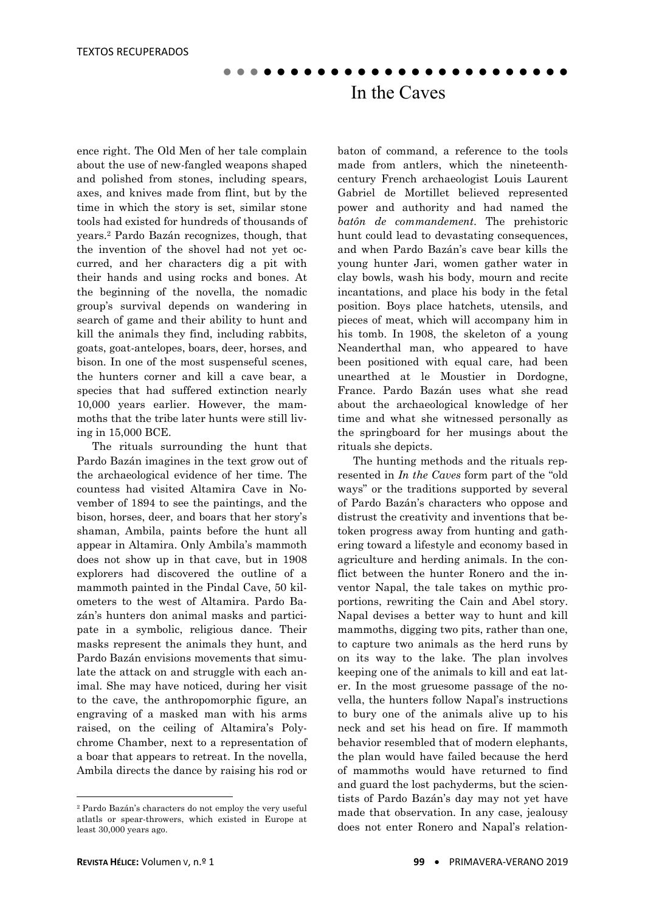ence right. The Old Men of her tale complain about the use of new-fangled weapons shaped and polished from stones, including spears, axes, and knives made from flint, but by the time in which the story is set, similar stone tools had existed for hundreds of thousands of years.[2] Pardo Bazán recognizes, though, that the invention of the shovel had not yet occurred, and her characters dig a pit with their hands and using rocks and bones. At the beginning of the novella, the nomadic group's survival depends on wandering in search of game and their ability to hunt and kill the animals they find, including rabbits, goats, goat-antelopes, boars, deer, horses, and bison. In one of the most suspenseful scenes, the hunters corner and kill a cave bear, a species that had suffered extinction nearly 10,000 years earlier. However, the mammoths that the tribe later hunts were still living in 15,000 BCE.

The rituals surrounding the hunt that Pardo Bazán imagines in the text grow out of the archaeological evidence of her time. The countess had visited Altamira Cave in November of 1894 to see the paintings, and the bison, horses, deer, and boars that her story's shaman, Ambila, paints before the hunt all appear in Altamira. Only Ambila's mammoth does not show up in that cave, but in 1908 explorers had discovered the outline of a mammoth painted in the Pindal Cave, 50 kilometers to the west of Altamira. Pardo Bazán's hunters don animal masks and participate in a symbolic, religious dance. Their masks represent the animals they hunt, and Pardo Bazán envisions movements that simulate the attack on and struggle with each animal. She may have noticed, during her visit to the cave, the anthropomorphic figure, an engraving of a masked man with his arms raised, on the ceiling of Altamira's Polychrome Chamber, next to a representation of a boar that appears to retreat. In the novella, Ambila directs the dance by raising his rod or baton of command, a reference to the tools made from antlers, which the nineteenth-century French archaeologist Louis Laurent Gabriel de Mortillet believed represented power and authority and had named the *batôn de commandement*. The prehistoric hunt could lead to devastating consequences, and when Pardo Bazán's cave bear kills the young hunter Jari, women gather water in clay bowls, wash his body, mourn and recite incantations, and place his body in the fetal position. Boys place hatchets, utensils, and pieces of meat, which will accompany him in his tomb. In 1908, the skeleton of a young Neanderthal man, who appeared to have been positioned with equal care, had been unearthed at le Moustier in Dordogne, France. Pardo Bazán uses what she read about the archaeological knowledge of her time and what she witnessed personally as the springboard for her musings about the rituals she depicts.

The hunting methods and the rituals represented in *In the Caves* form part of the "old ways" or the traditions supported by several of Pardo Bazán's characters who oppose and distrust the creativity and inventions that betoken progress away from hunting and gathering toward a lifestyle and economy based in agriculture and herding animals. In the conflict between the hunter Ronero and the inventor Napal, the tale takes on mythic proportions, rewriting the Cain and Abel story. Napal devises a better way to hunt and kill mammoths, digging two pits, rather than one, to capture two animals as the herd runs by on its way to the lake. The plan involves keeping one of the animals to kill and eat later. In the most gruesome passage of the novella, the hunters follow Napal's instructions to bury one of the animals alive up to his neck and set his head on fire. If mammoth behavior resembled that of modern elephants, the plan would have failed because the herd of mammoths would have returned to find and guard the lost pachyderms, but the scientists of Pardo Bazán's day may not yet have made that observation. In any case, jealousy does not enter Ronero and Napal's relation-

[2] Pardo Bazán's characters do not employ the very useful atlatls or spear-throwers, which existed in Europe at least 30,000 years ago.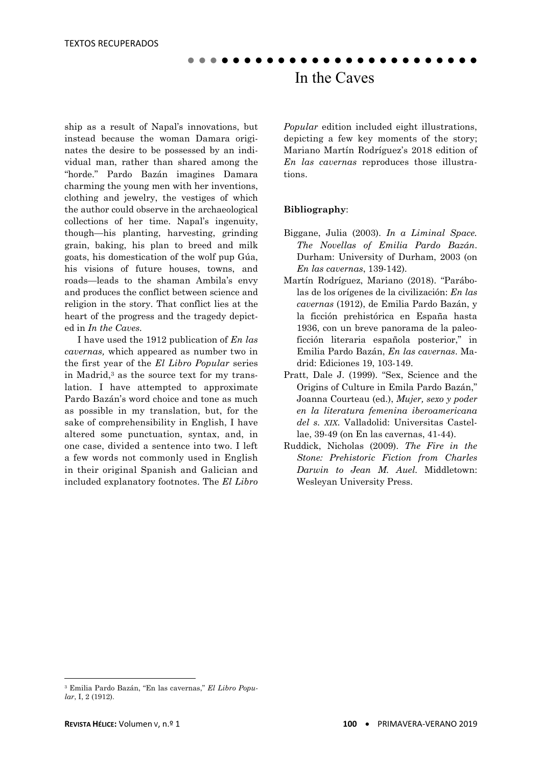ship as a result of Napal's innovations, but instead because the woman Damara originates the desire to be possessed by an individual man, rather than shared among the "horde." Pardo Bazán imagines Damara charming the young men with her inventions, clothing and jewelry, the vestiges of which the author could observe in the archaeological collections of her time. Napal's ingenuity, though—his planting, harvesting, grinding grain, baking, his plan to breed and milk goats, his domestication of the wolf pup Gúa, his visions of future houses, towns, and roads—leads to the shaman Ambila's envy and produces the conflict between science and religion in the story. That conflict lies at the heart of the progress and the tragedy depicted in *In the Caves.*

I have used the 1912 publication of *En las cavernas,* which appeared as number two in the first year of the *El Libro Popular* series in Madrid,[3] as the source text for my translation. I have attempted to approximate Pardo Bazán's word choice and tone as much as possible in my translation, but, for the sake of comprehensibility in English, I have altered some punctuation, syntax, and, in one case, divided a sentence into two. I left a few words not commonly used in English in their original Spanish and Galician and included explanatory footnotes. The *El Libro Popular* edition included eight illustrations, depicting a few key moments of the story; Mariano Martín Rodríguez's 2018 edition of *En las cavernas* reproduces those illustrations.

**Bibliography**:

Biggane, Julia (2003). *In a Liminal Space. The Novellas of Emilia Pardo Bazán*. Durham: University of Durham, 2003 (on *En las cavernas*, 139-142).

Martín Rodríguez, Mariano (2018). "Parábolas de los orígenes de la civilización: *En las cavernas* (1912), de Emilia Pardo Bazán, y la ficción prehistórica en España hasta 1936, con un breve panorama de la paleoficción literaria española posterior," in Emilia Pardo Bazán, *En las cavernas*. Madrid: Ediciones 19, 103-149.

Pratt, Dale J. (1999). "Sex, Science and the Origins of Culture in Emila Pardo Bazán," Joanna Courteau (ed.), *Mujer, sexo y poder en la literatura femenina iberoamericana del s. XIX*. Valladolid: Universitas Castellae, 39-49 (on En las cavernas, 41-44).

Ruddick, Nicholas (2009). *The Fire in the Stone: Prehistoric Fiction from Charles Darwin to Jean M. Auel.* Middletown: Wesleyan University Press.

[3] Emilia Pardo Bazán, "En las cavernas," *El Libro Popular*, I, 2 (1912).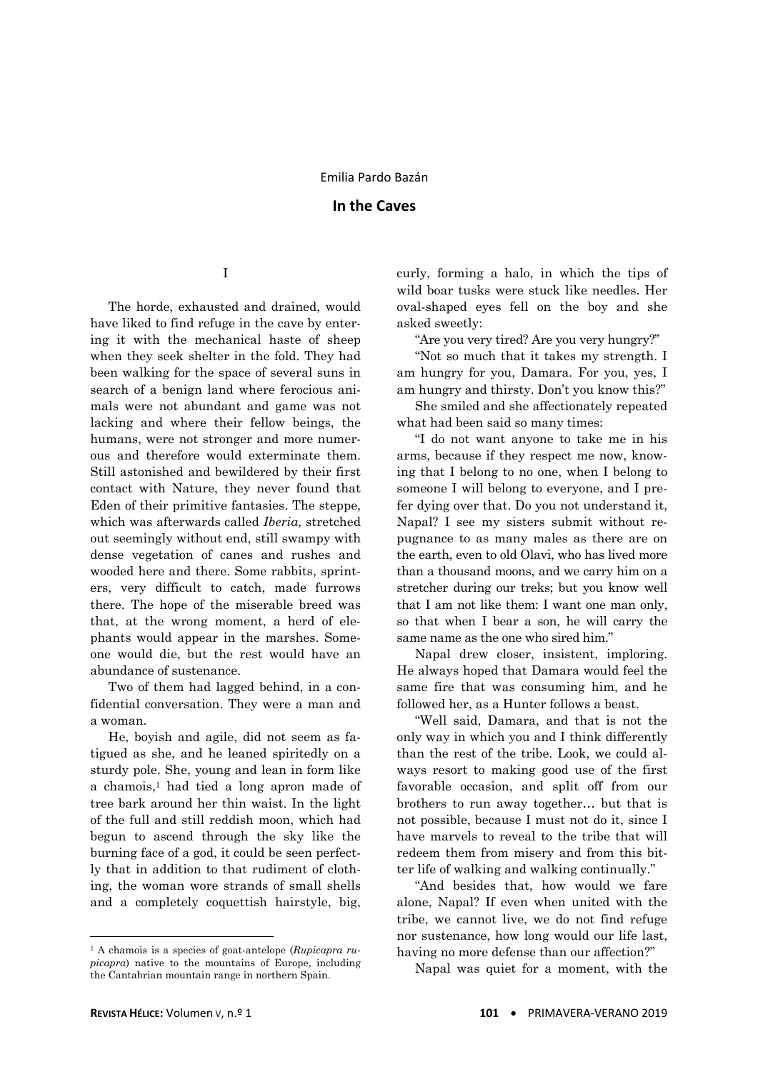Emilia Pardo Bazán

## In the Caves

I

The horde, exhausted and drained, would have liked to find refuge in the cave by entering it with the mechanical haste of sheep when they seek shelter in the fold. They had been walking for the space of several suns in search of a benign land where ferocious animals were not abundant and game was not lacking and where their fellow beings, the humans, were not stronger and more numerous and therefore would exterminate them. Still astonished and bewildered by their first contact with Nature, they never found that Eden of their primitive fantasies. The steppe, which was afterwards called *Iberia,* stretched out seemingly without end, still swampy with dense vegetation of canes and rushes and wooded here and there. Some rabbits, sprinters, very difficult to catch, made furrows there. The hope of the miserable breed was that, at the wrong moment, a herd of elephants would appear in the marshes. Someone would die, but the rest would have an abundance of sustenance.

Two of them had lagged behind, in a confidential conversation. They were a man and a woman.

He, boyish and agile, did not seem as fatigued as she, and he leaned spiritedly on a sturdy pole. She, young and lean in form like a chamois,[1] had tied a long apron made of tree bark around her thin waist. In the light of the full and still reddish moon, which had begun to ascend through the sky like the burning face of a god, it could be seen perfectly that in addition to that rudiment of clothing, the woman wore strands of small shells and a completely coquettish hairstyle, big, curly, forming a halo, in which the tips of wild boar tusks were stuck like needles. Her oval-shaped eyes fell on the boy and she asked sweetly:

"Are you very tired? Are you very hungry?"

"Not so much that it takes my strength. I am hungry for you, Damara. For you, yes, I am hungry and thirsty. Don't you know this?"

She smiled and she affectionately repeated what had been said so many times:

"I do not want anyone to take me in his arms, because if they respect me now, knowing that I belong to no one, when I belong to someone I will belong to everyone, and I prefer dying over that. Do you not understand it, Napal? I see my sisters submit without repugnance to as many males as there are on the earth, even to old Olavi, who has lived more than a thousand moons, and we carry him on a stretcher during our treks; but you know well that I am not like them: I want one man only, so that when I bear a son, he will carry the same name as the one who sired him."

Napal drew closer, insistent, imploring. He always hoped that Damara would feel the same fire that was consuming him, and he followed her, as a Hunter follows a beast.

"Well said, Damara, and that is not the only way in which you and I think differently than the rest of the tribe. Look, we could always resort to making good use of the first favorable occasion, and split off from our brothers to run away together… but that is not possible, because I must not do it, since I have marvels to reveal to the tribe that will redeem them from misery and from this bitter life of walking and walking continually."

"And besides that, how would we fare alone, Napal? If even when united with the tribe, we cannot live, we do not find refuge nor sustenance, how long would our life last, having no more defense than our affection?"

Napal was quiet for a moment, with the

[1] A chamois is a species of goat-antelope (*Rupicapra rupicapra*) native to the mountains of Europe, including the Cantabrian mountain range in northern Spain.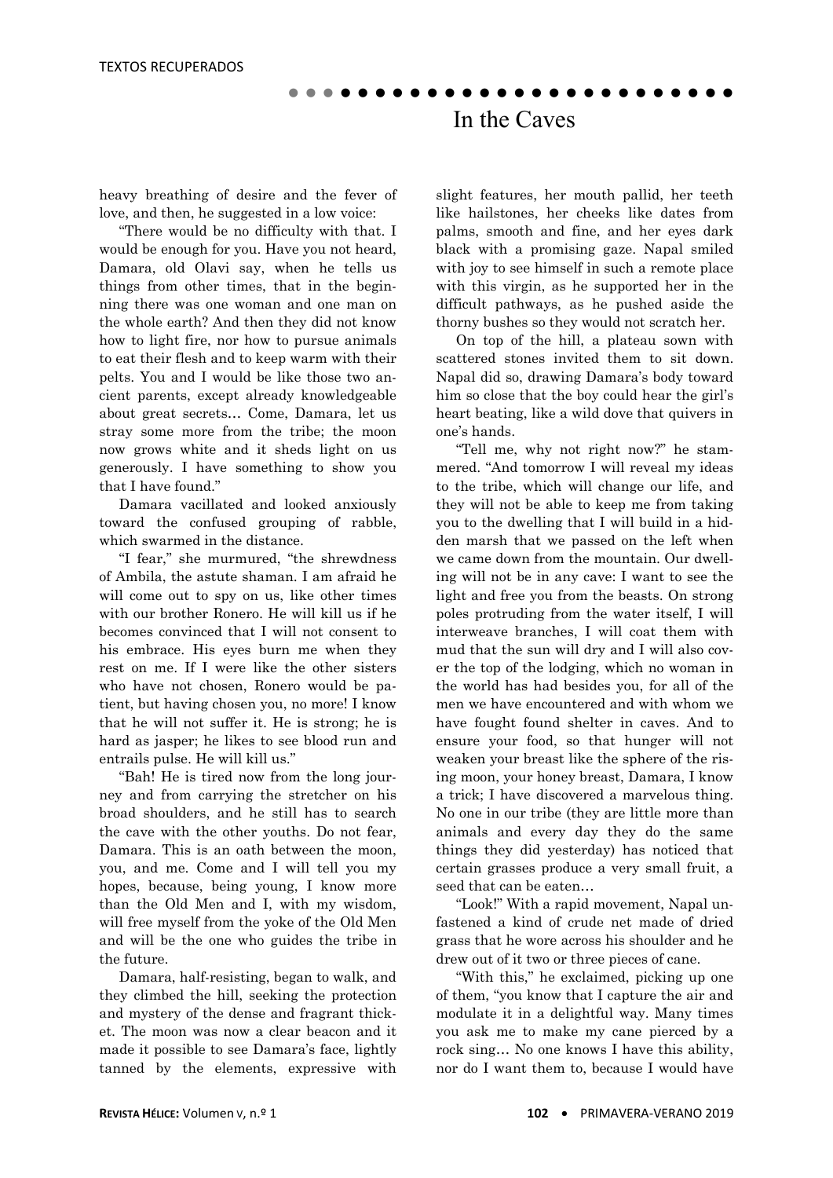heavy breathing of desire and the fever of love, and then, he suggested in a low voice:

"There would be no difficulty with that. I would be enough for you. Have you not heard, Damara, old Olavi say, when he tells us things from other times, that in the beginning there was one woman and one man on the whole earth? And then they did not know how to light fire, nor how to pursue animals to eat their flesh and to keep warm with their pelts. You and I would be like those two ancient parents, except already knowledgeable about great secrets… Come, Damara, let us stray some more from the tribe; the moon now grows white and it sheds light on us generously. I have something to show you that I have found."

Damara vacillated and looked anxiously toward the confused grouping of rabble, which swarmed in the distance.

"I fear," she murmured, "the shrewdness of Ambila, the astute shaman. I am afraid he will come out to spy on us, like other times with our brother Ronero. He will kill us if he becomes convinced that I will not consent to his embrace. His eyes burn me when they rest on me. If I were like the other sisters who have not chosen, Ronero would be patient, but having chosen you, no more! I know that he will not suffer it. He is strong; he is hard as jasper; he likes to see blood run and entrails pulse. He will kill us."

"Bah! He is tired now from the long journey and from carrying the stretcher on his broad shoulders, and he still has to search the cave with the other youths. Do not fear, Damara. This is an oath between the moon, you, and me. Come and I will tell you my hopes, because, being young, I know more than the Old Men and I, with my wisdom, will free myself from the yoke of the Old Men and will be the one who guides the tribe in the future.

Damara, half-resisting, began to walk, and they climbed the hill, seeking the protection and mystery of the dense and fragrant thicket. The moon was now a clear beacon and it made it possible to see Damara's face, lightly tanned by the elements, expressive with slight features, her mouth pallid, her teeth like hailstones, her cheeks like dates from palms, smooth and fine, and her eyes dark black with a promising gaze. Napal smiled with joy to see himself in such a remote place with this virgin, as he supported her in the difficult pathways, as he pushed aside the thorny bushes so they would not scratch her.

On top of the hill, a plateau sown with scattered stones invited them to sit down. Napal did so, drawing Damara's body toward him so close that the boy could hear the girl's heart beating, like a wild dove that quivers in one's hands.

"Tell me, why not right now?" he stammered. "And tomorrow I will reveal my ideas to the tribe, which will change our life, and they will not be able to keep me from taking you to the dwelling that I will build in a hidden marsh that we passed on the left when we came down from the mountain. Our dwelling will not be in any cave: I want to see the light and free you from the beasts. On strong poles protruding from the water itself, I will interweave branches, I will coat them with mud that the sun will dry and I will also cover the top of the lodging, which no woman in the world has had besides you, for all of the men we have encountered and with whom we have fought found shelter in caves. And to ensure your food, so that hunger will not weaken your breast like the sphere of the rising moon, your honey breast, Damara, I know a trick; I have discovered a marvelous thing. No one in our tribe (they are little more than animals and every day they do the same things they did yesterday) has noticed that certain grasses produce a very small fruit, a seed that can be eaten…

"Look!" With a rapid movement, Napal unfastened a kind of crude net made of dried grass that he wore across his shoulder and he drew out of it two or three pieces of cane.

"With this," he exclaimed, picking up one of them, "you know that I capture the air and modulate it in a delightful way. Many times you ask me to make my cane pierced by a rock sing… No one knows I have this ability, nor do I want them to, because I would have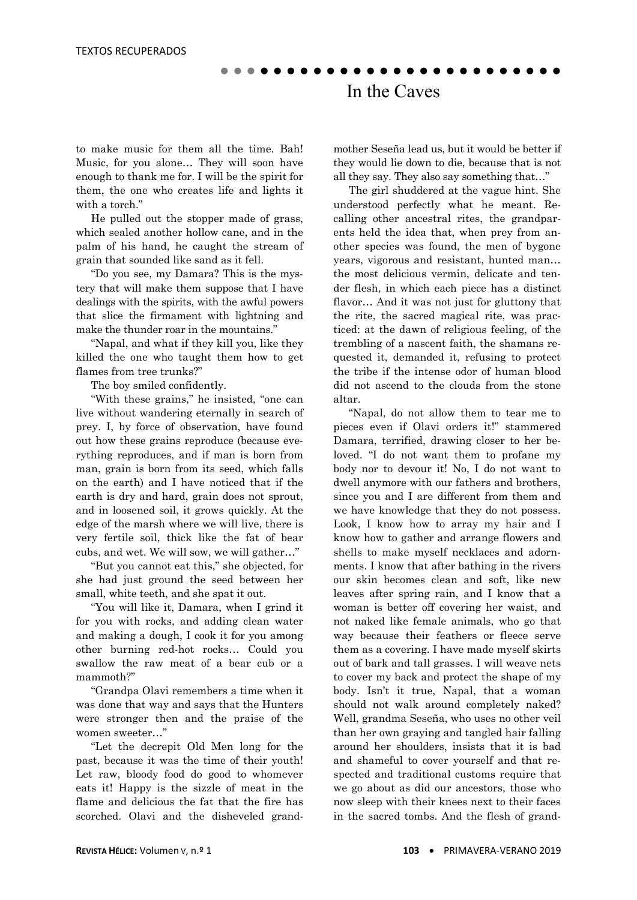to make music for them all the time. Bah! Music, for you alone… They will soon have enough to thank me for. I will be the spirit for them, the one who creates life and lights it with a torch."

He pulled out the stopper made of grass, which sealed another hollow cane, and in the palm of his hand, he caught the stream of grain that sounded like sand as it fell.

"Do you see, my Damara? This is the mystery that will make them suppose that I have dealings with the spirits, with the awful powers that slice the firmament with lightning and make the thunder roar in the mountains."

"Napal, and what if they kill you, like they killed the one who taught them how to get flames from tree trunks?"

The boy smiled confidently.

"With these grains," he insisted, "one can live without wandering eternally in search of prey. I, by force of observation, have found out how these grains reproduce (because everything reproduces, and if man is born from man, grain is born from its seed, which falls on the earth) and I have noticed that if the earth is dry and hard, grain does not sprout, and in loosened soil, it grows quickly. At the edge of the marsh where we will live, there is very fertile soil, thick like the fat of bear cubs, and wet. We will sow, we will gather…"

"But you cannot eat this," she objected, for she had just ground the seed between her small, white teeth, and she spat it out.

"You will like it, Damara, when I grind it for you with rocks, and adding clean water and making a dough, I cook it for you among other burning red-hot rocks… Could you swallow the raw meat of a bear cub or a mammoth?"

"Grandpa Olavi remembers a time when it was done that way and says that the Hunters were stronger then and the praise of the women sweeter…"

"Let the decrepit Old Men long for the past, because it was the time of their youth! Let raw, bloody food do good to whomever eats it! Happy is the sizzle of meat in the flame and delicious the fat that the fire has scorched. Olavi and the disheveled grandmother Seseña lead us, but it would be better if they would lie down to die, because that is not all they say. They also say something that…"

The girl shuddered at the vague hint. She understood perfectly what he meant. Recalling other ancestral rites, the grandparents held the idea that, when prey from another species was found, the men of bygone years, vigorous and resistant, hunted man… the most delicious vermin, delicate and tender flesh, in which each piece has a distinct flavor… And it was not just for gluttony that the rite, the sacred magical rite, was practiced: at the dawn of religious feeling, of the trembling of a nascent faith, the shamans requested it, demanded it, refusing to protect the tribe if the intense odor of human blood did not ascend to the clouds from the stone altar.

"Napal, do not allow them to tear me to pieces even if Olavi orders it!" stammered Damara, terrified, drawing closer to her beloved. "I do not want them to profane my body nor to devour it! No, I do not want to dwell anymore with our fathers and brothers, since you and I are different from them and we have knowledge that they do not possess. Look, I know how to array my hair and I know how to gather and arrange flowers and shells to make myself necklaces and adornments. I know that after bathing in the rivers our skin becomes clean and soft, like new leaves after spring rain, and I know that a woman is better off covering her waist, and not naked like female animals, who go that way because their feathers or fleece serve them as a covering. I have made myself skirts out of bark and tall grasses. I will weave nets to cover my back and protect the shape of my body. Isn't it true, Napal, that a woman should not walk around completely naked? Well, grandma Seseña, who uses no other veil than her own graying and tangled hair falling around her shoulders, insists that it is bad and shameful to cover yourself and that respected and traditional customs require that we go about as did our ancestors, those who now sleep with their knees next to their faces in the sacred tombs. And the flesh of grand-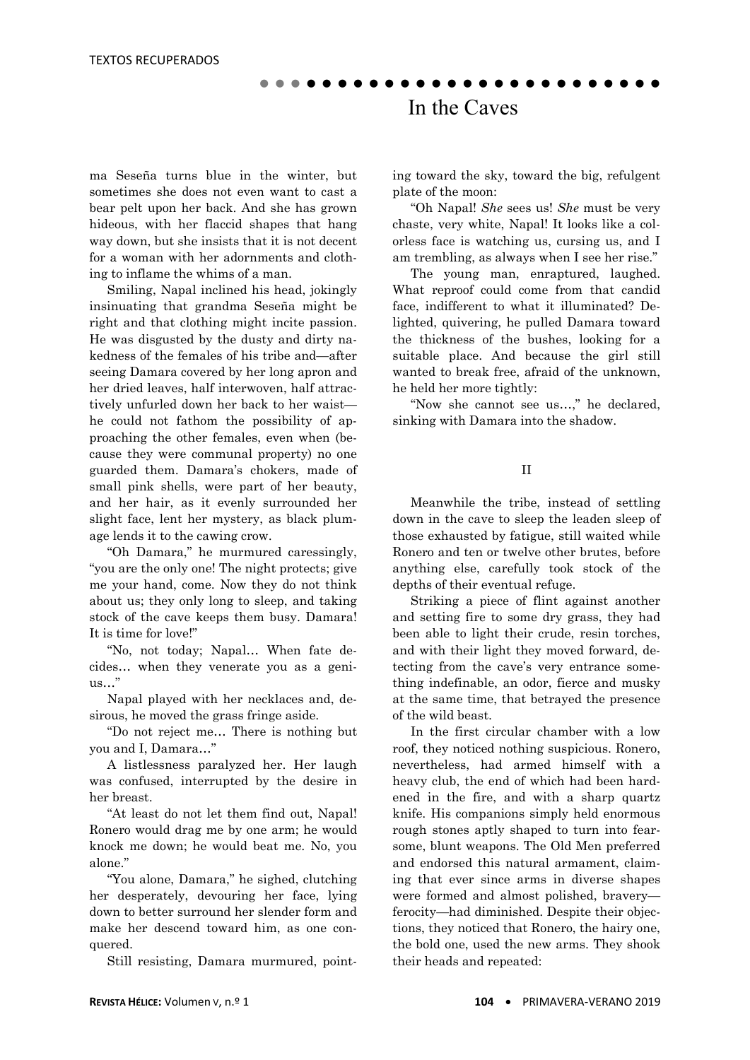ma Seseña turns blue in the winter, but sometimes she does not even want to cast a bear pelt upon her back. And she has grown hideous, with her flaccid shapes that hang way down, but she insists that it is not decent for a woman with her adornments and clothing to inflame the whims of a man.

Smiling, Napal inclined his head, jokingly insinuating that grandma Seseña might be right and that clothing might incite passion. He was disgusted by the dusty and dirty nakedness of the females of his tribe and—after seeing Damara covered by her long apron and her dried leaves, half interwoven, half attractively unfurled down her back to her waist—he could not fathom the possibility of approaching the other females, even when (because they were communal property) no one guarded them. Damara's chokers, made of small pink shells, were part of her beauty, and her hair, as it evenly surrounded her slight face, lent her mystery, as black plumage lends it to the cawing crow.

"Oh Damara," he murmured caressingly, "you are the only one! The night protects; give me your hand, come. Now they do not think about us; they only long to sleep, and taking stock of the cave keeps them busy. Damara! It is time for love!"

"No, not today; Napal… When fate decides… when they venerate you as a genius…"

Napal played with her necklaces and, desirous, he moved the grass fringe aside.

"Do not reject me… There is nothing but you and I, Damara…"

A listlessness paralyzed her. Her laugh was confused, interrupted by the desire in her breast.

"At least do not let them find out, Napal! Ronero would drag me by one arm; he would knock me down; he would beat me. No, you alone."

"You alone, Damara," he sighed, clutching her desperately, devouring her face, lying down to better surround her slender form and make her descend toward him, as one conquered.

Still resisting, Damara murmured, pointing toward the sky, toward the big, refulgent plate of the moon:

"Oh Napal! *She* sees us! *She* must be very chaste, very white, Napal! It looks like a colorless face is watching us, cursing us, and I am trembling, as always when I see her rise."

The young man, enraptured, laughed. What reproof could come from that candid face, indifferent to what it illuminated? Delighted, quivering, he pulled Damara toward the thickness of the bushes, looking for a suitable place. And because the girl still wanted to break free, afraid of the unknown, he held her more tightly:

"Now she cannot see us…," he declared, sinking with Damara into the shadow.

## II

Meanwhile the tribe, instead of settling down in the cave to sleep the leaden sleep of those exhausted by fatigue, still waited while Ronero and ten or twelve other brutes, before anything else, carefully took stock of the depths of their eventual refuge.

Striking a piece of flint against another and setting fire to some dry grass, they had been able to light their crude, resin torches, and with their light they moved forward, detecting from the cave's very entrance something indefinable, an odor, fierce and musky at the same time, that betrayed the presence of the wild beast.

In the first circular chamber with a low roof, they noticed nothing suspicious. Ronero, nevertheless, had armed himself with a heavy club, the end of which had been hardened in the fire, and with a sharp quartz knife. His companions simply held enormous rough stones aptly shaped to turn into fearsome, blunt weapons. The Old Men preferred and endorsed this natural armament, claiming that ever since arms in diverse shapes were formed and almost polished, bravery—ferocity—had diminished. Despite their objections, they noticed that Ronero, the hairy one, the bold one, used the new arms. They shook their heads and repeated: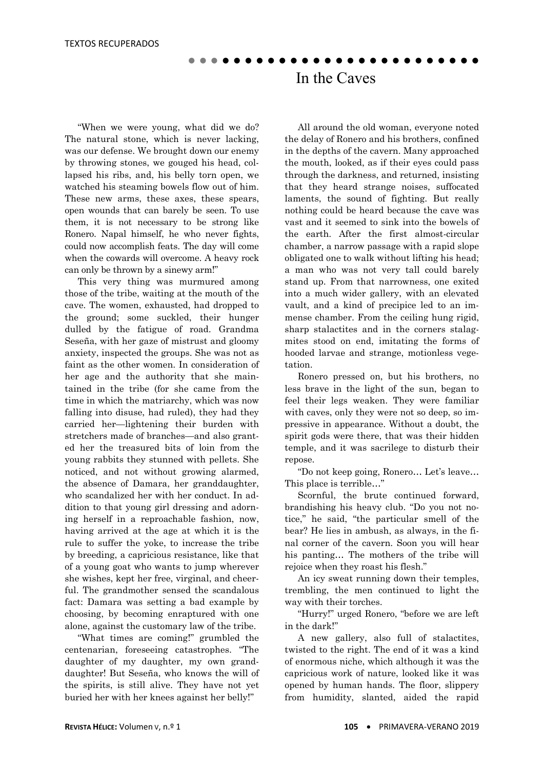# In the Caves

"When we were young, what did we do? The natural stone, which is never lacking, was our defense. We brought down our enemy by throwing stones, we gouged his head, collapsed his ribs, and, his belly torn open, we watched his steaming bowels flow out of him. These new arms, these axes, these spears, open wounds that can barely be seen. To use them, it is not necessary to be strong like Ronero. Napal himself, he who never fights, could now accomplish feats. The day will come when the cowards will overcome. A heavy rock can only be thrown by a sinewy arm!"

This very thing was murmured among those of the tribe, waiting at the mouth of the cave. The women, exhausted, had dropped to the ground; some suckled, their hunger dulled by the fatigue of road. Grandma Seseña, with her gaze of mistrust and gloomy anxiety, inspected the groups. She was not as faint as the other women. In consideration of her age and the authority that she maintained in the tribe (for she came from the time in which the matriarchy, which was now falling into disuse, had ruled), they had they carried her—lightening their burden with stretchers made of branches—and also granted her the treasured bits of loin from the young rabbits they stunned with pellets. She noticed, and not without growing alarmed, the absence of Damara, her granddaughter, who scandalized her with her conduct. In addition to that young girl dressing and adorning herself in a reproachable fashion, now, having arrived at the age at which it is the rule to suffer the yoke, to increase the tribe by breeding, a capricious resistance, like that of a young goat who wants to jump wherever she wishes, kept her free, virginal, and cheerful. The grandmother sensed the scandalous fact: Damara was setting a bad example by choosing, by becoming enraptured with one alone, against the customary law of the tribe.

"What times are coming!" grumbled the centenarian, foreseeing catastrophes. "The daughter of my daughter, my own granddaughter! But Seseña, who knows the will of the spirits, is still alive. They have not yet buried her with her knees against her belly!"

All around the old woman, everyone noted the delay of Ronero and his brothers, confined in the depths of the cavern. Many approached the mouth, looked, as if their eyes could pass through the darkness, and returned, insisting that they heard strange noises, suffocated laments, the sound of fighting. But really nothing could be heard because the cave was vast and it seemed to sink into the bowels of the earth. After the first almost-circular chamber, a narrow passage with a rapid slope obligated one to walk without lifting his head; a man who was not very tall could barely stand up. From that narrowness, one exited into a much wider gallery, with an elevated vault, and a kind of precipice led to an immense chamber. From the ceiling hung rigid, sharp stalactites and in the corners stalagmites stood on end, imitating the forms of hooded larvae and strange, motionless vegetation.

Ronero pressed on, but his brothers, no less brave in the light of the sun, began to feel their legs weaken. They were familiar with caves, only they were not so deep, so impressive in appearance. Without a doubt, the spirit gods were there, that was their hidden temple, and it was sacrilege to disturb their repose.

"Do not keep going, Ronero… Let's leave… This place is terrible…"

Scornful, the brute continued forward, brandishing his heavy club. "Do you not notice," he said, "the particular smell of the bear? He lies in ambush, as always, in the final corner of the cavern. Soon you will hear his panting… The mothers of the tribe will rejoice when they roast his flesh."

An icy sweat running down their temples, trembling, the men continued to light the way with their torches.

"Hurry!" urged Ronero, "before we are left in the dark!"

A new gallery, also full of stalactites, twisted to the right. The end of it was a kind of enormous niche, which although it was the capricious work of nature, looked like it was opened by human hands. The floor, slippery from humidity, slanted, aided the rapid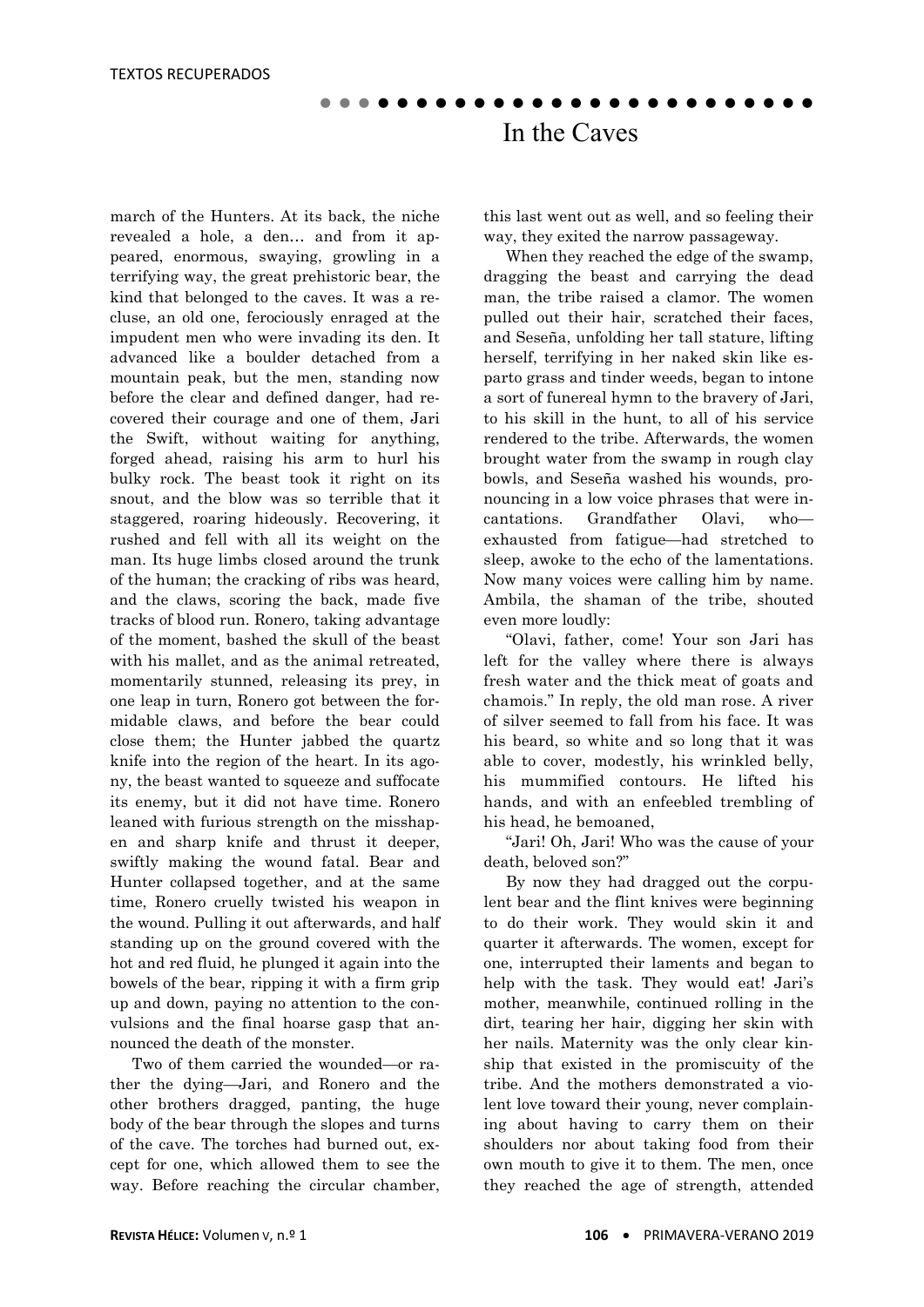march of the Hunters. At its back, the niche revealed a hole, a den… and from it appeared, enormous, swaying, growling in a terrifying way, the great prehistoric bear, the kind that belonged to the caves. It was a recluse, an old one, ferociously enraged at the impudent men who were invading its den. It advanced like a boulder detached from a mountain peak, but the men, standing now before the clear and defined danger, had recovered their courage and one of them, Jari the Swift, without waiting for anything, forged ahead, raising his arm to hurl his bulky rock. The beast took it right on its snout, and the blow was so terrible that it staggered, roaring hideously. Recovering, it rushed and fell with all its weight on the man. Its huge limbs closed around the trunk of the human; the cracking of ribs was heard, and the claws, scoring the back, made five tracks of blood run. Ronero, taking advantage of the moment, bashed the skull of the beast with his mallet, and as the animal retreated, momentarily stunned, releasing its prey, in one leap in turn, Ronero got between the formidable claws, and before the bear could close them; the Hunter jabbed the quartz knife into the region of the heart. In its agony, the beast wanted to squeeze and suffocate its enemy, but it did not have time. Ronero leaned with furious strength on the misshapen and sharp knife and thrust it deeper, swiftly making the wound fatal. Bear and Hunter collapsed together, and at the same time, Ronero cruelly twisted his weapon in the wound. Pulling it out afterwards, and half standing up on the ground covered with the hot and red fluid, he plunged it again into the bowels of the bear, ripping it with a firm grip up and down, paying no attention to the convulsions and the final hoarse gasp that announced the death of the monster.

Two of them carried the wounded—or rather the dying—Jari, and Ronero and the other brothers dragged, panting, the huge body of the bear through the slopes and turns of the cave. The torches had burned out, except for one, which allowed them to see the way. Before reaching the circular chamber, this last went out as well, and so feeling their way, they exited the narrow passageway.

When they reached the edge of the swamp, dragging the beast and carrying the dead man, the tribe raised a clamor. The women pulled out their hair, scratched their faces, and Seseña, unfolding her tall stature, lifting herself, terrifying in her naked skin like esparto grass and tinder weeds, began to intone a sort of funereal hymn to the bravery of Jari, to his skill in the hunt, to all of his service rendered to the tribe. Afterwards, the women brought water from the swamp in rough clay bowls, and Seseña washed his wounds, pronouncing in a low voice phrases that were incantations. Grandfather Olavi, who—exhausted from fatigue—had stretched to sleep, awoke to the echo of the lamentations. Now many voices were calling him by name. Ambila, the shaman of the tribe, shouted even more loudly:

"Olavi, father, come! Your son Jari has left for the valley where there is always fresh water and the thick meat of goats and chamois." In reply, the old man rose. A river of silver seemed to fall from his face. It was his beard, so white and so long that it was able to cover, modestly, his wrinkled belly, his mummified contours. He lifted his hands, and with an enfeebled trembling of his head, he bemoaned,

"Jari! Oh, Jari! Who was the cause of your death, beloved son?"

By now they had dragged out the corpulent bear and the flint knives were beginning to do their work. They would skin it and quarter it afterwards. The women, except for one, interrupted their laments and began to help with the task. They would eat! Jari's mother, meanwhile, continued rolling in the dirt, tearing her hair, digging her skin with her nails. Maternity was the only clear kinship that existed in the promiscuity of the tribe. And the mothers demonstrated a violent love toward their young, never complaining about having to carry them on their shoulders nor about taking food from their own mouth to give it to them. The men, once they reached the age of strength, attended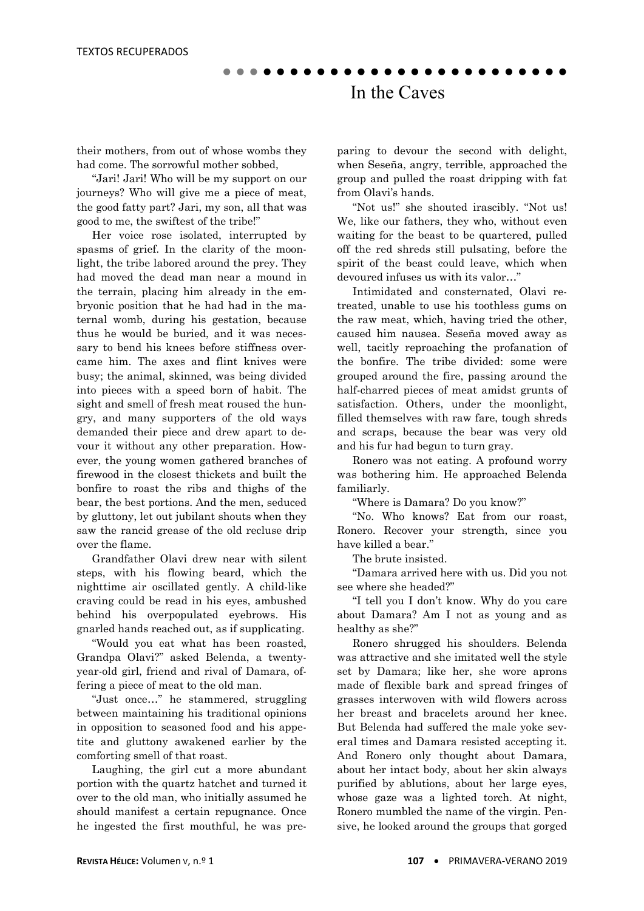their mothers, from out of whose wombs they had come. The sorrowful mother sobbed,

"Jari! Jari! Who will be my support on our journeys? Who will give me a piece of meat, the good fatty part? Jari, my son, all that was good to me, the swiftest of the tribe!"

Her voice rose isolated, interrupted by spasms of grief. In the clarity of the moonlight, the tribe labored around the prey. They had moved the dead man near a mound in the terrain, placing him already in the embryonic position that he had had in the maternal womb, during his gestation, because thus he would be buried, and it was necessary to bend his knees before stiffness overcame him. The axes and flint knives were busy; the animal, skinned, was being divided into pieces with a speed born of habit. The sight and smell of fresh meat roused the hungry, and many supporters of the old ways demanded their piece and drew apart to devour it without any other preparation. However, the young women gathered branches of firewood in the closest thickets and built the bonfire to roast the ribs and thighs of the bear, the best portions. And the men, seduced by gluttony, let out jubilant shouts when they saw the rancid grease of the old recluse drip over the flame.

Grandfather Olavi drew near with silent steps, with his flowing beard, which the nighttime air oscillated gently. A child-like craving could be read in his eyes, ambushed behind his overpopulated eyebrows. His gnarled hands reached out, as if supplicating.

"Would you eat what has been roasted, Grandpa Olavi?" asked Belenda, a twenty-year-old girl, friend and rival of Damara, offering a piece of meat to the old man.

"Just once…" he stammered, struggling between maintaining his traditional opinions in opposition to seasoned food and his appetite and gluttony awakened earlier by the comforting smell of that roast.

Laughing, the girl cut a more abundant portion with the quartz hatchet and turned it over to the old man, who initially assumed he should manifest a certain repugnance. Once he ingested the first mouthful, he was preparing to devour the second with delight, when Seseña, angry, terrible, approached the group and pulled the roast dripping with fat from Olavi's hands.

"Not us!" she shouted irascibly. "Not us! We, like our fathers, they who, without even waiting for the beast to be quartered, pulled off the red shreds still pulsating, before the spirit of the beast could leave, which when devoured infuses us with its valor…"

Intimidated and consternated, Olavi retreated, unable to use his toothless gums on the raw meat, which, having tried the other, caused him nausea. Seseña moved away as well, tacitly reproaching the profanation of the bonfire. The tribe divided: some were grouped around the fire, passing around the half-charred pieces of meat amidst grunts of satisfaction. Others, under the moonlight, filled themselves with raw fare, tough shreds and scraps, because the bear was very old and his fur had begun to turn gray.

Ronero was not eating. A profound worry was bothering him. He approached Belenda familiarly.

"Where is Damara? Do you know?"

"No. Who knows? Eat from our roast, Ronero. Recover your strength, since you have killed a bear."

The brute insisted.

"Damara arrived here with us. Did you not see where she headed?"

"I tell you I don't know. Why do you care about Damara? Am I not as young and as healthy as she?"

Ronero shrugged his shoulders. Belenda was attractive and she imitated well the style set by Damara; like her, she wore aprons made of flexible bark and spread fringes of grasses interwoven with wild flowers across her breast and bracelets around her knee. But Belenda had suffered the male yoke several times and Damara resisted accepting it. And Ronero only thought about Damara, about her intact body, about her skin always purified by ablutions, about her large eyes, whose gaze was a lighted torch. At night, Ronero mumbled the name of the virgin. Pensive, he looked around the groups that gorged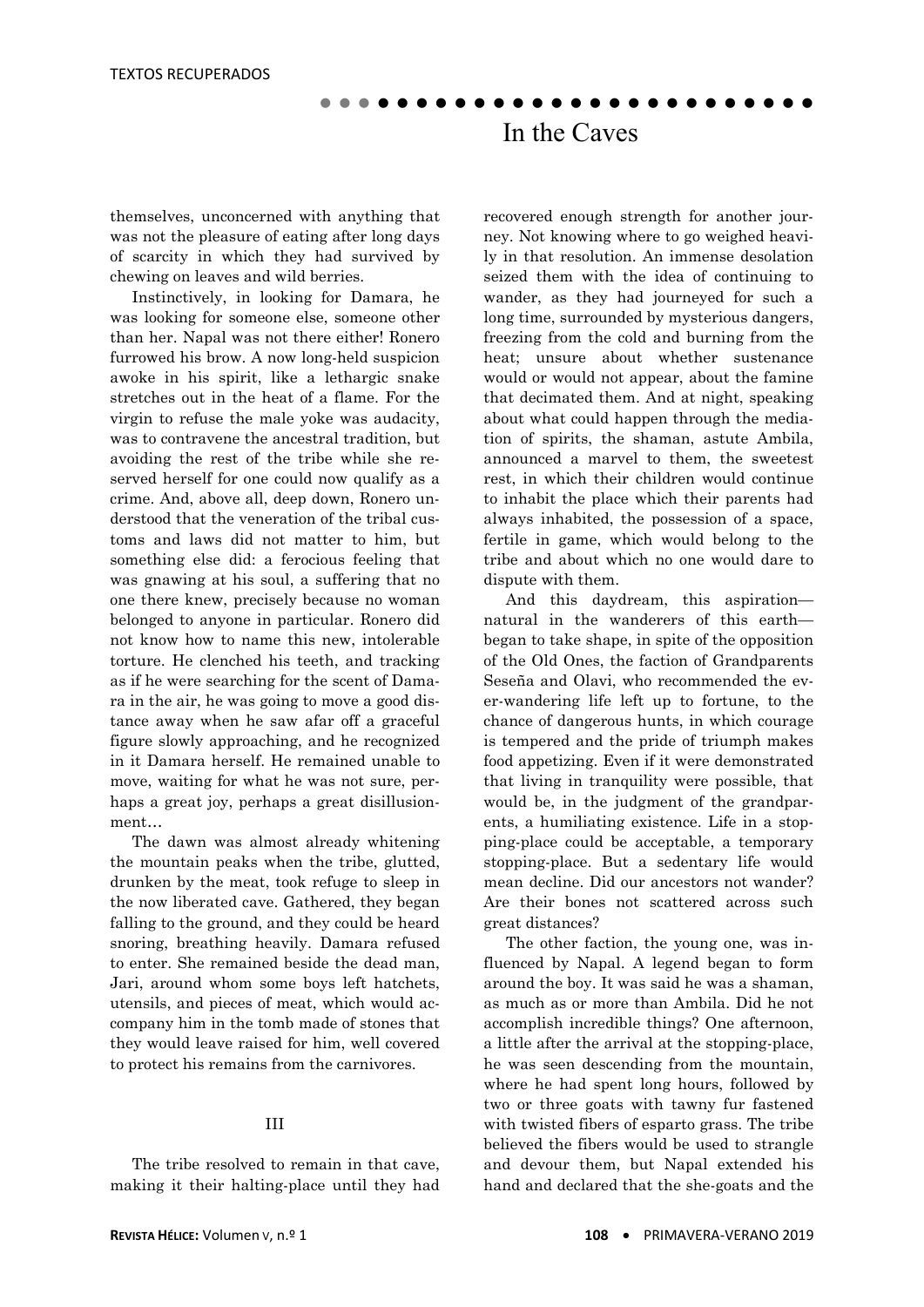themselves, unconcerned with anything that was not the pleasure of eating after long days of scarcity in which they had survived by chewing on leaves and wild berries.

Instinctively, in looking for Damara, he was looking for someone else, someone other than her. Napal was not there either! Ronero furrowed his brow. A now long-held suspicion awoke in his spirit, like a lethargic snake stretches out in the heat of a flame. For the virgin to refuse the male yoke was audacity, was to contravene the ancestral tradition, but avoiding the rest of the tribe while she reserved herself for one could now qualify as a crime. And, above all, deep down, Ronero understood that the veneration of the tribal customs and laws did not matter to him, but something else did: a ferocious feeling that was gnawing at his soul, a suffering that no one there knew, precisely because no woman belonged to anyone in particular. Ronero did not know how to name this new, intolerable torture. He clenched his teeth, and tracking as if he were searching for the scent of Damara in the air, he was going to move a good distance away when he saw afar off a graceful figure slowly approaching, and he recognized in it Damara herself. He remained unable to move, waiting for what he was not sure, perhaps a great joy, perhaps a great disillusionment…

The dawn was almost already whitening the mountain peaks when the tribe, glutted, drunken by the meat, took refuge to sleep in the now liberated cave. Gathered, they began falling to the ground, and they could be heard snoring, breathing heavily. Damara refused to enter. She remained beside the dead man, Jari, around whom some boys left hatchets, utensils, and pieces of meat, which would accompany him in the tomb made of stones that they would leave raised for him, well covered to protect his remains from the carnivores.

## III

The tribe resolved to remain in that cave, making it their halting-place until they had recovered enough strength for another journey. Not knowing where to go weighed heavily in that resolution. An immense desolation seized them with the idea of continuing to wander, as they had journeyed for such a long time, surrounded by mysterious dangers, freezing from the cold and burning from the heat; unsure about whether sustenance would or would not appear, about the famine that decimated them. And at night, speaking about what could happen through the mediation of spirits, the shaman, astute Ambila, announced a marvel to them, the sweetest rest, in which their children would continue to inhabit the place which their parents had always inhabited, the possession of a space, fertile in game, which would belong to the tribe and about which no one would dare to dispute with them.

And this daydream, this aspiration—natural in the wanderers of this earth—began to take shape, in spite of the opposition of the Old Ones, the faction of Grandparents Seseña and Olavi, who recommended the ever-wandering life left up to fortune, to the chance of dangerous hunts, in which courage is tempered and the pride of triumph makes food appetizing. Even if it were demonstrated that living in tranquility were possible, that would be, in the judgment of the grandparents, a humiliating existence. Life in a stopping-place could be acceptable, a temporary stopping-place. But a sedentary life would mean decline. Did our ancestors not wander? Are their bones not scattered across such great distances?

The other faction, the young one, was influenced by Napal. A legend began to form around the boy. It was said he was a shaman, as much as or more than Ambila. Did he not accomplish incredible things? One afternoon, a little after the arrival at the stopping-place, he was seen descending from the mountain, where he had spent long hours, followed by two or three goats with tawny fur fastened with twisted fibers of esparto grass. The tribe believed the fibers would be used to strangle and devour them, but Napal extended his hand and declared that the she-goats and the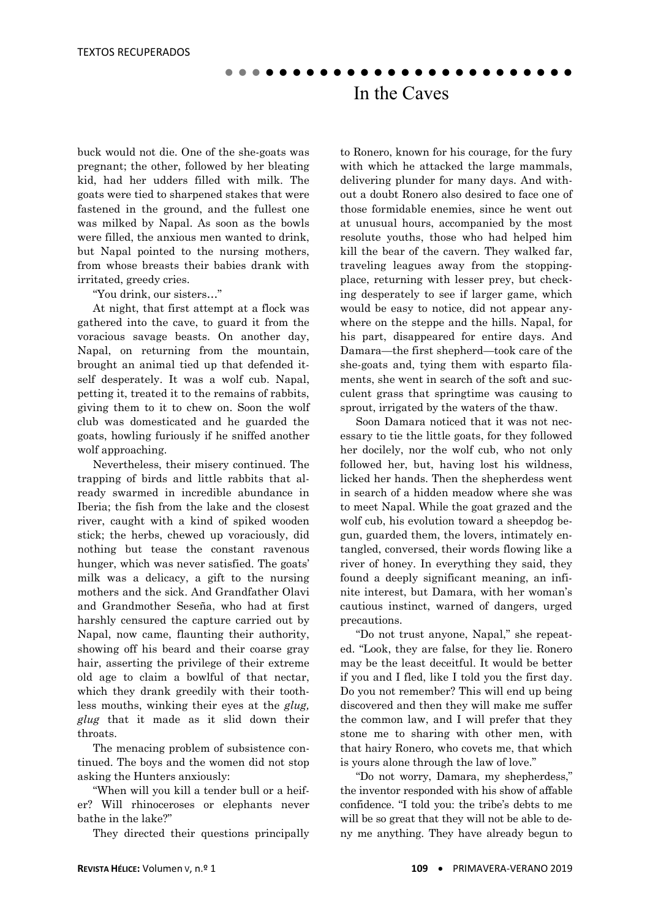buck would not die. One of the she-goats was pregnant; the other, followed by her bleating kid, had her udders filled with milk. The goats were tied to sharpened stakes that were fastened in the ground, and the fullest one was milked by Napal. As soon as the bowls were filled, the anxious men wanted to drink, but Napal pointed to the nursing mothers, from whose breasts their babies drank with irritated, greedy cries.

"You drink, our sisters…"

At night, that first attempt at a flock was gathered into the cave, to guard it from the voracious savage beasts. On another day, Napal, on returning from the mountain, brought an animal tied up that defended itself desperately. It was a wolf cub. Napal, petting it, treated it to the remains of rabbits, giving them to it to chew on. Soon the wolf club was domesticated and he guarded the goats, howling furiously if he sniffed another wolf approaching.

Nevertheless, their misery continued. The trapping of birds and little rabbits that already swarmed in incredible abundance in Iberia; the fish from the lake and the closest river, caught with a kind of spiked wooden stick; the herbs, chewed up voraciously, did nothing but tease the constant ravenous hunger, which was never satisfied. The goats' milk was a delicacy, a gift to the nursing mothers and the sick. And Grandfather Olavi and Grandmother Seseña, who had at first harshly censured the capture carried out by Napal, now came, flaunting their authority, showing off his beard and their coarse gray hair, asserting the privilege of their extreme old age to claim a bowlful of that nectar, which they drank greedily with their toothless mouths, winking their eyes at the *glug, glug* that it made as it slid down their throats.

The menacing problem of subsistence continued. The boys and the women did not stop asking the Hunters anxiously:

"When will you kill a tender bull or a heifer? Will rhinoceroses or elephants never bathe in the lake?"

They directed their questions principally to Ronero, known for his courage, for the fury with which he attacked the large mammals, delivering plunder for many days. And without a doubt Ronero also desired to face one of those formidable enemies, since he went out at unusual hours, accompanied by the most resolute youths, those who had helped him kill the bear of the cavern. They walked far, traveling leagues away from the stopping-place, returning with lesser prey, but checking desperately to see if larger game, which would be easy to notice, did not appear anywhere on the steppe and the hills. Napal, for his part, disappeared for entire days. And Damara—the first shepherd—took care of the she-goats and, tying them with esparto filaments, she went in search of the soft and succulent grass that springtime was causing to sprout, irrigated by the waters of the thaw.

Soon Damara noticed that it was not necessary to tie the little goats, for they followed her docilely, nor the wolf cub, who not only followed her, but, having lost his wildness, licked her hands. Then the shepherdess went in search of a hidden meadow where she was to meet Napal. While the goat grazed and the wolf cub, his evolution toward a sheepdog begun, guarded them, the lovers, intimately entangled, conversed, their words flowing like a river of honey. In everything they said, they found a deeply significant meaning, an infinite interest, but Damara, with her woman's cautious instinct, warned of dangers, urged precautions.

"Do not trust anyone, Napal," she repeated. "Look, they are false, for they lie. Ronero may be the least deceitful. It would be better if you and I fled, like I told you the first day. Do you not remember? This will end up being discovered and then they will make me suffer the common law, and I will prefer that they stone me to sharing with other men, with that hairy Ronero, who covets me, that which is yours alone through the law of love."

"Do not worry, Damara, my shepherdess," the inventor responded with his show of affable confidence. "I told you: the tribe's debts to me will be so great that they will not be able to deny me anything. They have already begun to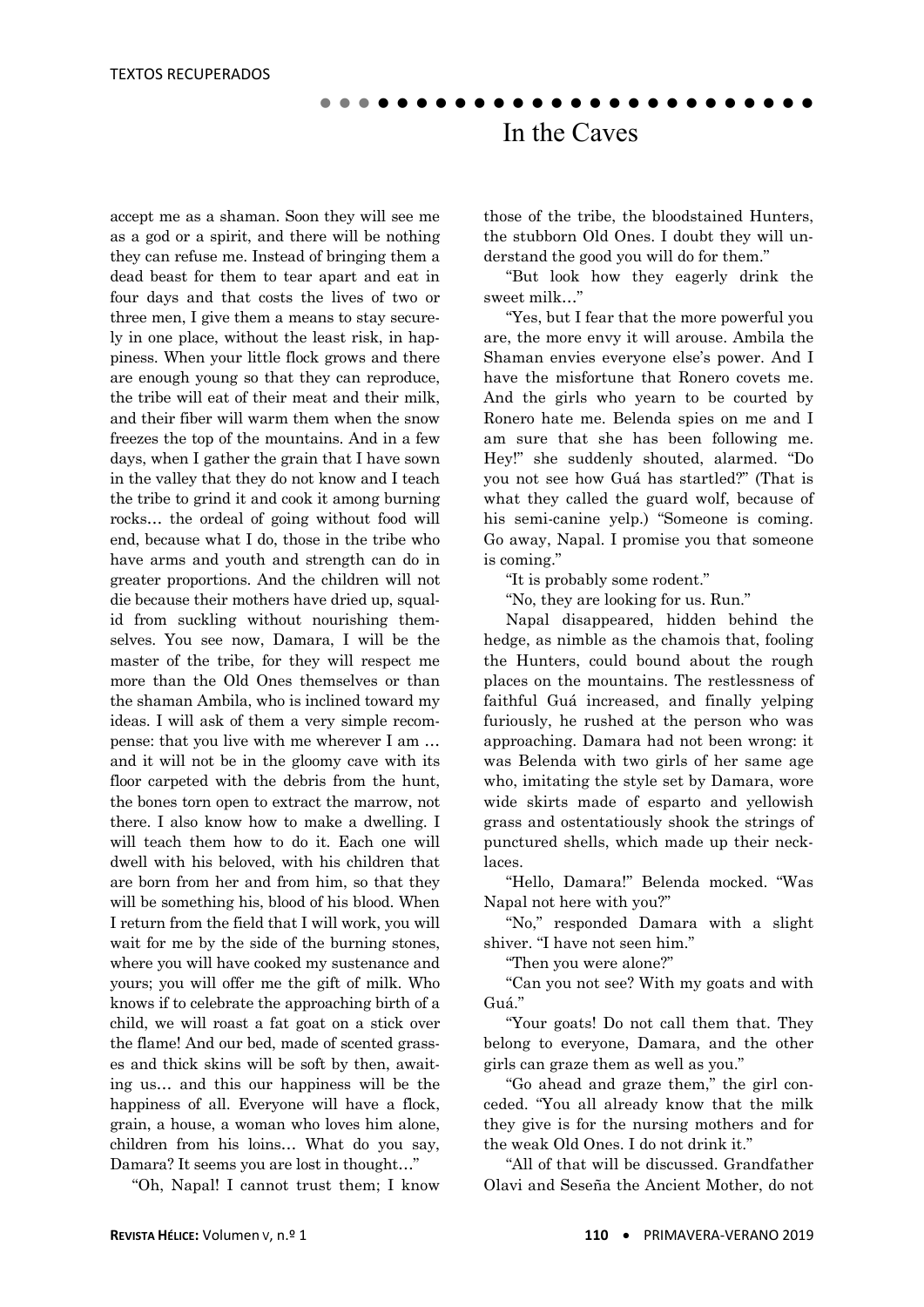accept me as a shaman. Soon they will see me as a god or a spirit, and there will be nothing they can refuse me. Instead of bringing them a dead beast for them to tear apart and eat in four days and that costs the lives of two or three men, I give them a means to stay securely in one place, without the least risk, in happiness. When your little flock grows and there are enough young so that they can reproduce, the tribe will eat of their meat and their milk, and their fiber will warm them when the snow freezes the top of the mountains. And in a few days, when I gather the grain that I have sown in the valley that they do not know and I teach the tribe to grind it and cook it among burning rocks… the ordeal of going without food will end, because what I do, those in the tribe who have arms and youth and strength can do in greater proportions. And the children will not die because their mothers have dried up, squalid from suckling without nourishing themselves. You see now, Damara, I will be the master of the tribe, for they will respect me more than the Old Ones themselves or than the shaman Ambila, who is inclined toward my ideas. I will ask of them a very simple recompense: that you live with me wherever I am … and it will not be in the gloomy cave with its floor carpeted with the debris from the hunt, the bones torn open to extract the marrow, not there. I also know how to make a dwelling. I will teach them how to do it. Each one will dwell with his beloved, with his children that are born from her and from him, so that they will be something his, blood of his blood. When I return from the field that I will work, you will wait for me by the side of the burning stones, where you will have cooked my sustenance and yours; you will offer me the gift of milk. Who knows if to celebrate the approaching birth of a child, we will roast a fat goat on a stick over the flame! And our bed, made of scented grasses and thick skins will be soft by then, awaiting us… and this our happiness will be the happiness of all. Everyone will have a flock, grain, a house, a woman who loves him alone, children from his loins… What do you say, Damara? It seems you are lost in thought…"

"Oh, Napal! I cannot trust them; I know those of the tribe, the bloodstained Hunters, the stubborn Old Ones. I doubt they will understand the good you will do for them."

"But look how they eagerly drink the sweet milk…"

"Yes, but I fear that the more powerful you are, the more envy it will arouse. Ambila the Shaman envies everyone else's power. And I have the misfortune that Ronero covets me. And the girls who yearn to be courted by Ronero hate me. Belenda spies on me and I am sure that she has been following me. Hey!" she suddenly shouted, alarmed. "Do you not see how Guá has startled?" (That is what they called the guard wolf, because of his semi-canine yelp.) "Someone is coming. Go away, Napal. I promise you that someone is coming."

"It is probably some rodent."

"No, they are looking for us. Run."

Napal disappeared, hidden behind the hedge, as nimble as the chamois that, fooling the Hunters, could bound about the rough places on the mountains. The restlessness of faithful Guá increased, and finally yelping furiously, he rushed at the person who was approaching. Damara had not been wrong: it was Belenda with two girls of her same age who, imitating the style set by Damara, wore wide skirts made of esparto and yellowish grass and ostentatiously shook the strings of punctured shells, which made up their necklaces.

"Hello, Damara!" Belenda mocked. "Was Napal not here with you?"

"No," responded Damara with a slight shiver. "I have not seen him."

"Then you were alone?"

"Can you not see? With my goats and with Guá."

"Your goats! Do not call them that. They belong to everyone, Damara, and the other girls can graze them as well as you."

"Go ahead and graze them," the girl conceded. "You all already know that the milk they give is for the nursing mothers and for the weak Old Ones. I do not drink it."

"All of that will be discussed. Grandfather Olavi and Seseña the Ancient Mother, do not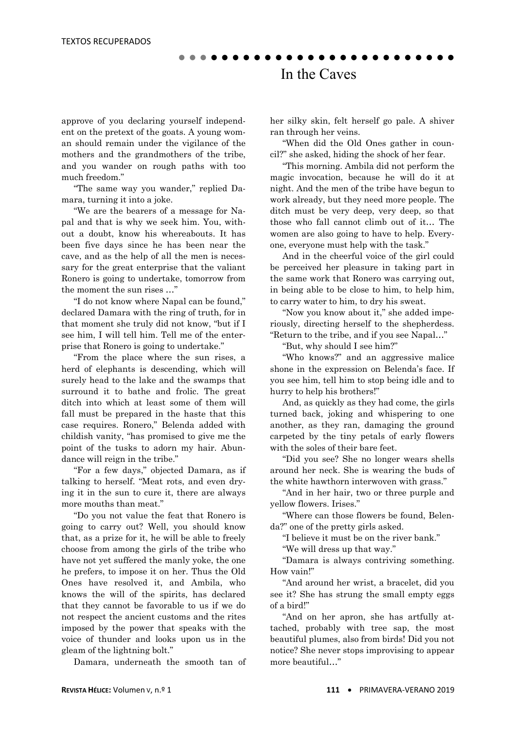approve of you declaring yourself independent on the pretext of the goats. A young woman should remain under the vigilance of the mothers and the grandmothers of the tribe, and you wander on rough paths with too much freedom."

"The same way you wander," replied Damara, turning it into a joke.

"We are the bearers of a message for Napal and that is why we seek him. You, without a doubt, know his whereabouts. It has been five days since he has been near the cave, and as the help of all the men is necessary for the great enterprise that the valiant Ronero is going to undertake, tomorrow from the moment the sun rises …"

"I do not know where Napal can be found," declared Damara with the ring of truth, for in that moment she truly did not know, "but if I see him, I will tell him. Tell me of the enterprise that Ronero is going to undertake."

"From the place where the sun rises, a herd of elephants is descending, which will surely head to the lake and the swamps that surround it to bathe and frolic. The great ditch into which at least some of them will fall must be prepared in the haste that this case requires. Ronero," Belenda added with childish vanity, "has promised to give me the point of the tusks to adorn my hair. Abundance will reign in the tribe."

"For a few days," objected Damara, as if talking to herself. "Meat rots, and even drying it in the sun to cure it, there are always more mouths than meat."

"Do you not value the feat that Ronero is going to carry out? Well, you should know that, as a prize for it, he will be able to freely choose from among the girls of the tribe who have not yet suffered the manly yoke, the one he prefers, to impose it on her. Thus the Old Ones have resolved it, and Ambila, who knows the will of the spirits, has declared that they cannot be favorable to us if we do not respect the ancient customs and the rites imposed by the power that speaks with the voice of thunder and looks upon us in the gleam of the lightning bolt."

Damara, underneath the smooth tan of her silky skin, felt herself go pale. A shiver ran through her veins.

"When did the Old Ones gather in council?" she asked, hiding the shock of her fear.

"This morning. Ambila did not perform the magic invocation, because he will do it at night. And the men of the tribe have begun to work already, but they need more people. The ditch must be very deep, very deep, so that those who fall cannot climb out of it… The women are also going to have to help. Everyone, everyone must help with the task."

And in the cheerful voice of the girl could be perceived her pleasure in taking part in the same work that Ronero was carrying out, in being able to be close to him, to help him, to carry water to him, to dry his sweat.

"Now you know about it," she added imperiously, directing herself to the shepherdess. "Return to the tribe, and if you see Napal…"

"But, why should I see him?"

"Who knows?" and an aggressive malice shone in the expression on Belenda's face. If you see him, tell him to stop being idle and to hurry to help his brothers!"

And, as quickly as they had come, the girls turned back, joking and whispering to one another, as they ran, damaging the ground carpeted by the tiny petals of early flowers with the soles of their bare feet.

"Did you see? She no longer wears shells around her neck. She is wearing the buds of the white hawthorn interwoven with grass."

"And in her hair, two or three purple and yellow flowers. Irises."

"Where can those flowers be found, Belenda?" one of the pretty girls asked.

"I believe it must be on the river bank."

"We will dress up that way."

"Damara is always contriving something. How vain!"

"And around her wrist, a bracelet, did you see it? She has strung the small empty eggs of a bird!"

"And on her apron, she has artfully attached, probably with tree sap, the most beautiful plumes, also from birds! Did you not notice? She never stops improvising to appear more beautiful…"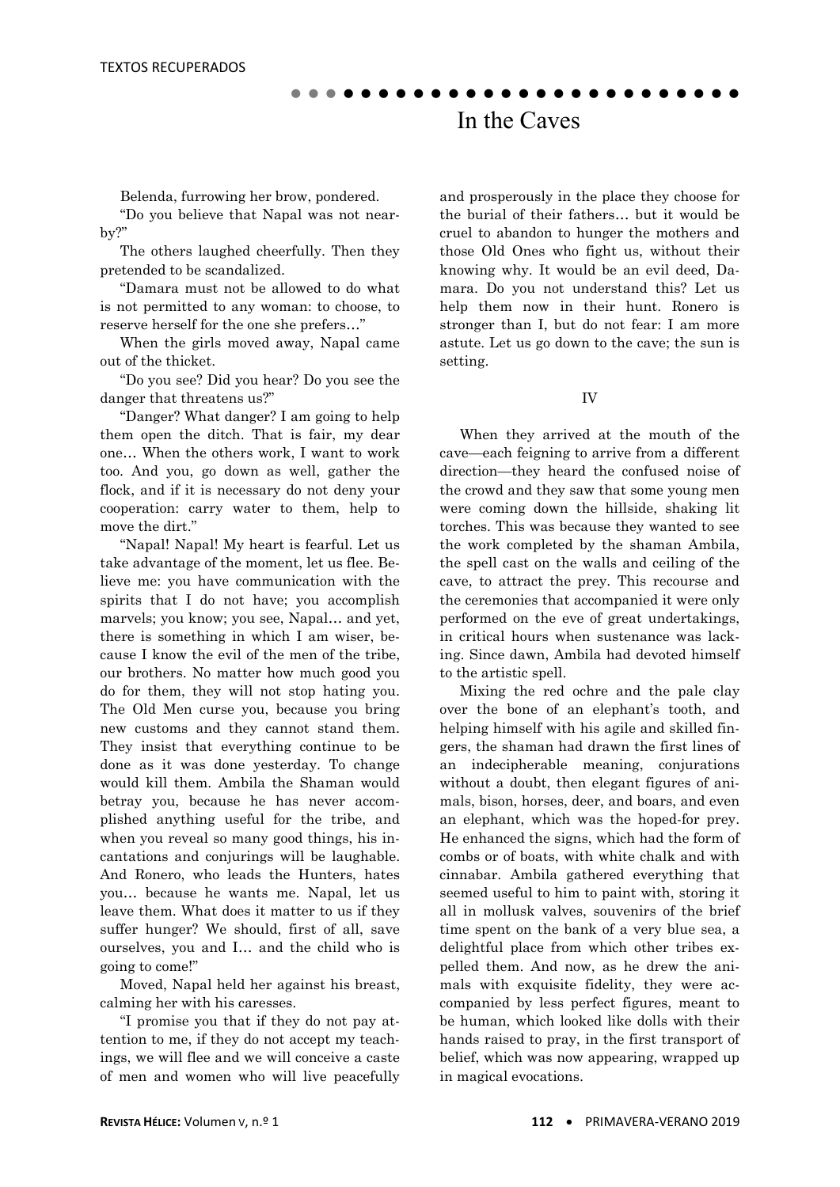# In the Caves

Belenda, furrowing her brow, pondered.

"Do you believe that Napal was not nearby?"

The others laughed cheerfully. Then they pretended to be scandalized.

"Damara must not be allowed to do what is not permitted to any woman: to choose, to reserve herself for the one she prefers…"

When the girls moved away, Napal came out of the thicket.

"Do you see? Did you hear? Do you see the danger that threatens us?"

"Danger? What danger? I am going to help them open the ditch. That is fair, my dear one… When the others work, I want to work too. And you, go down as well, gather the flock, and if it is necessary do not deny your cooperation: carry water to them, help to move the dirt."

"Napal! Napal! My heart is fearful. Let us take advantage of the moment, let us flee. Believe me: you have communication with the spirits that I do not have; you accomplish marvels; you know; you see, Napal… and yet, there is something in which I am wiser, because I know the evil of the men of the tribe, our brothers. No matter how much good you do for them, they will not stop hating you. The Old Men curse you, because you bring new customs and they cannot stand them. They insist that everything continue to be done as it was done yesterday. To change would kill them. Ambila the Shaman would betray you, because he has never accomplished anything useful for the tribe, and when you reveal so many good things, his incantations and conjurings will be laughable. And Ronero, who leads the Hunters, hates you… because he wants me. Napal, let us leave them. What does it matter to us if they suffer hunger? We should, first of all, save ourselves, you and I… and the child who is going to come!"

Moved, Napal held her against his breast, calming her with his caresses.

"I promise you that if they do not pay attention to me, if they do not accept my teachings, we will flee and we will conceive a caste of men and women who will live peacefully and prosperously in the place they choose for the burial of their fathers… but it would be cruel to abandon to hunger the mothers and those Old Ones who fight us, without their knowing why. It would be an evil deed, Damara. Do you not understand this? Let us help them now in their hunt. Ronero is stronger than I, but do not fear: I am more astute. Let us go down to the cave; the sun is setting.

IV

When they arrived at the mouth of the cave—each feigning to arrive from a different direction—they heard the confused noise of the crowd and they saw that some young men were coming down the hillside, shaking lit torches. This was because they wanted to see the work completed by the shaman Ambila, the spell cast on the walls and ceiling of the cave, to attract the prey. This recourse and the ceremonies that accompanied it were only performed on the eve of great undertakings, in critical hours when sustenance was lacking. Since dawn, Ambila had devoted himself to the artistic spell.

Mixing the red ochre and the pale clay over the bone of an elephant's tooth, and helping himself with his agile and skilled fingers, the shaman had drawn the first lines of an indecipherable meaning, conjurations without a doubt, then elegant figures of animals, bison, horses, deer, and boars, and even an elephant, which was the hoped-for prey. He enhanced the signs, which had the form of combs or of boats, with white chalk and with cinnabar. Ambila gathered everything that seemed useful to him to paint with, storing it all in mollusk valves, souvenirs of the brief time spent on the bank of a very blue sea, a delightful place from which other tribes expelled them. And now, as he drew the animals with exquisite fidelity, they were accompanied by less perfect figures, meant to be human, which looked like dolls with their hands raised to pray, in the first transport of belief, which was now appearing, wrapped up in magical evocations.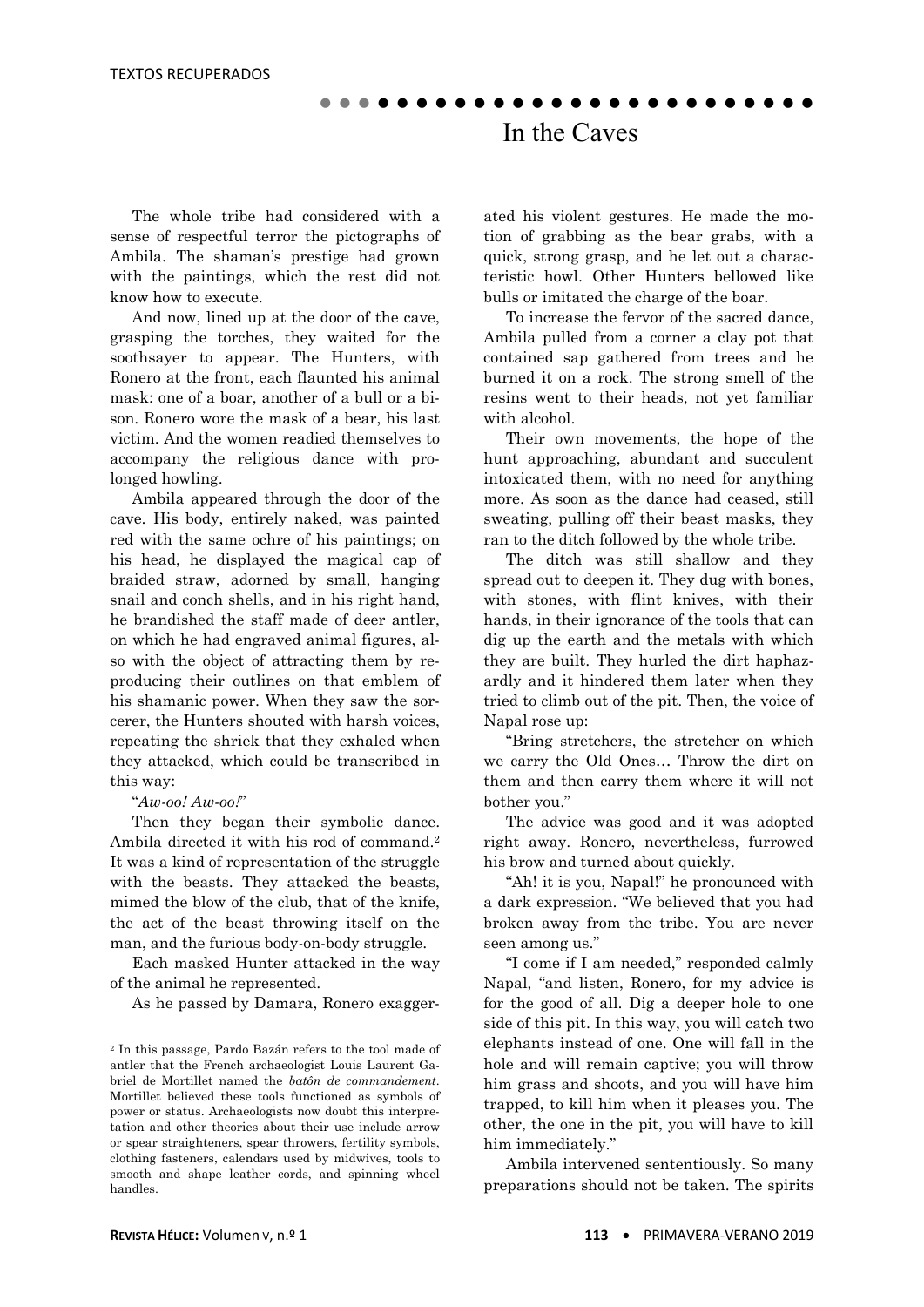# In the Caves

The whole tribe had considered with a sense of respectful terror the pictographs of Ambila. The shaman's prestige had grown with the paintings, which the rest did not know how to execute.

And now, lined up at the door of the cave, grasping the torches, they waited for the soothsayer to appear. The Hunters, with Ronero at the front, each flaunted his animal mask: one of a boar, another of a bull or a bison. Ronero wore the mask of a bear, his last victim. And the women readied themselves to accompany the religious dance with prolonged howling.

Ambila appeared through the door of the cave. His body, entirely naked, was painted red with the same ochre of his paintings; on his head, he displayed the magical cap of braided straw, adorned by small, hanging snail and conch shells, and in his right hand, he brandished the staff made of deer antler, on which he had engraved animal figures, also with the object of attracting them by reproducing their outlines on that emblem of his shamanic power. When they saw the sorcerer, the Hunters shouted with harsh voices, repeating the shriek that they exhaled when they attacked, which could be transcribed in this way:

"*Aw-oo! Aw-oo!*"

Then they began their symbolic dance. Ambila directed it with his rod of command.[2] It was a kind of representation of the struggle with the beasts. They attacked the beasts, mimed the blow of the club, that of the knife, the act of the beast throwing itself on the man, and the furious body-on-body struggle.

Each masked Hunter attacked in the way of the animal he represented.

As he passed by Damara, Ronero exaggerated his violent gestures. He made the motion of grabbing as the bear grabs, with a quick, strong grasp, and he let out a characteristic howl. Other Hunters bellowed like bulls or imitated the charge of the boar.

To increase the fervor of the sacred dance, Ambila pulled from a corner a clay pot that contained sap gathered from trees and he burned it on a rock. The strong smell of the resins went to their heads, not yet familiar with alcohol.

Their own movements, the hope of the hunt approaching, abundant and succulent intoxicated them, with no need for anything more. As soon as the dance had ceased, still sweating, pulling off their beast masks, they ran to the ditch followed by the whole tribe.

The ditch was still shallow and they spread out to deepen it. They dug with bones, with stones, with flint knives, with their hands, in their ignorance of the tools that can dig up the earth and the metals with which they are built. They hurled the dirt haphazardly and it hindered them later when they tried to climb out of the pit. Then, the voice of Napal rose up:

"Bring stretchers, the stretcher on which we carry the Old Ones… Throw the dirt on them and then carry them where it will not bother you."

The advice was good and it was adopted right away. Ronero, nevertheless, furrowed his brow and turned about quickly.

"Ah! it is you, Napal!" he pronounced with a dark expression. "We believed that you had broken away from the tribe. You are never seen among us."

"I come if I am needed," responded calmly Napal, "and listen, Ronero, for my advice is for the good of all. Dig a deeper hole to one side of this pit. In this way, you will catch two elephants instead of one. One will fall in the hole and will remain captive; you will throw him grass and shoots, and you will have him trapped, to kill him when it pleases you. The other, the one in the pit, you will have to kill him immediately."

Ambila intervened sententiously. So many preparations should not be taken. The spirits

---

[2] In this passage, Pardo Bazán refers to the tool made of antler that the French archaeologist Louis Laurent Gabriel de Mortillet named the *batôn de commandement*. Mortillet believed these tools functioned as symbols of power or status. Archaeologists now doubt this interpretation and other theories about their use include arrow or spear straighteners, spear throwers, fertility symbols, clothing fasteners, calendars used by midwives, tools to smooth and shape leather cords, and spinning wheel handles.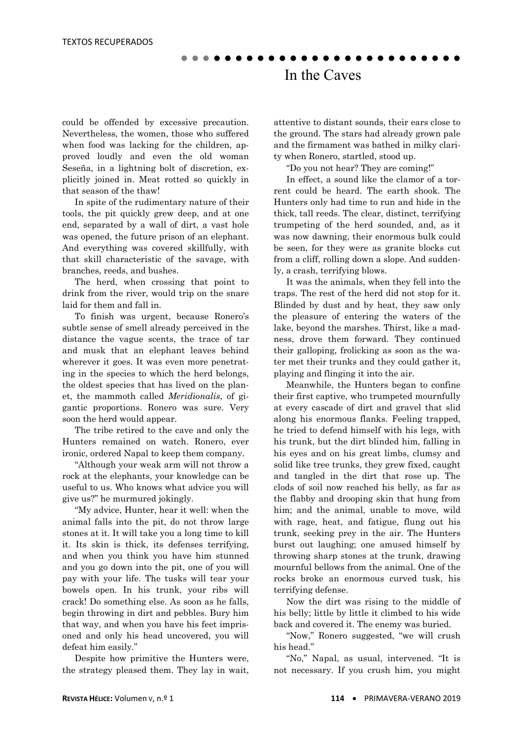could be offended by excessive precaution. Nevertheless, the women, those who suffered when food was lacking for the children, approved loudly and even the old woman Seseña, in a lightning bolt of discretion, explicitly joined in. Meat rotted so quickly in that season of the thaw!

In spite of the rudimentary nature of their tools, the pit quickly grew deep, and at one end, separated by a wall of dirt, a vast hole was opened, the future prison of an elephant. And everything was covered skillfully, with that skill characteristic of the savage, with branches, reeds, and bushes.

The herd, when crossing that point to drink from the river, would trip on the snare laid for them and fall in.

To finish was urgent, because Ronero's subtle sense of smell already perceived in the distance the vague scents, the trace of tar and musk that an elephant leaves behind wherever it goes. It was even more penetrating in the species to which the herd belongs, the oldest species that has lived on the planet, the mammoth called *Meridionalis*, of gigantic proportions. Ronero was sure. Very soon the herd would appear.

The tribe retired to the cave and only the Hunters remained on watch. Ronero, ever ironic, ordered Napal to keep them company.

"Although your weak arm will not throw a rock at the elephants, your knowledge can be useful to us. Who knows what advice you will give us?" he murmured jokingly.

"My advice, Hunter, hear it well: when the animal falls into the pit, do not throw large stones at it. It will take you a long time to kill it. Its skin is thick, its defenses terrifying, and when you think you have him stunned and you go down into the pit, one of you will pay with your life. The tusks will tear your bowels open. In his trunk, your ribs will crack! Do something else. As soon as he falls, begin throwing in dirt and pebbles. Bury him that way, and when you have his feet imprisoned and only his head uncovered, you will defeat him easily."

Despite how primitive the Hunters were, the strategy pleased them. They lay in wait, attentive to distant sounds, their ears close to the ground. The stars had already grown pale and the firmament was bathed in milky clarity when Ronero, startled, stood up.

"Do you not hear? They are coming!"

In effect, a sound like the clamor of a torrent could be heard. The earth shook. The Hunters only had time to run and hide in the thick, tall reeds. The clear, distinct, terrifying trumpeting of the herd sounded, and, as it was now dawning, their enormous bulk could be seen, for they were as granite blocks cut from a cliff, rolling down a slope. And suddenly, a crash, terrifying blows.

It was the animals, when they fell into the traps. The rest of the herd did not stop for it. Blinded by dust and by heat, they saw only the pleasure of entering the waters of the lake, beyond the marshes. Thirst, like a madness, drove them forward. They continued their galloping, frolicking as soon as the water met their trunks and they could gather it, playing and flinging it into the air.

Meanwhile, the Hunters began to confine their first captive, who trumpeted mournfully at every cascade of dirt and gravel that slid along his enormous flanks. Feeling trapped, he tried to defend himself with his legs, with his trunk, but the dirt blinded him, falling in his eyes and on his great limbs, clumsy and solid like tree trunks, they grew fixed, caught and tangled in the dirt that rose up. The clods of soil now reached his belly, as far as the flabby and drooping skin that hung from him; and the animal, unable to move, wild with rage, heat, and fatigue, flung out his trunk, seeking prey in the air. The Hunters burst out laughing; one amused himself by throwing sharp stones at the trunk, drawing mournful bellows from the animal. One of the rocks broke an enormous curved tusk, his terrifying defense.

Now the dirt was rising to the middle of his belly; little by little it climbed to his wide back and covered it. The enemy was buried.

"Now," Ronero suggested, "we will crush his head."

"No," Napal, as usual, intervened. "It is not necessary. If you crush him, you might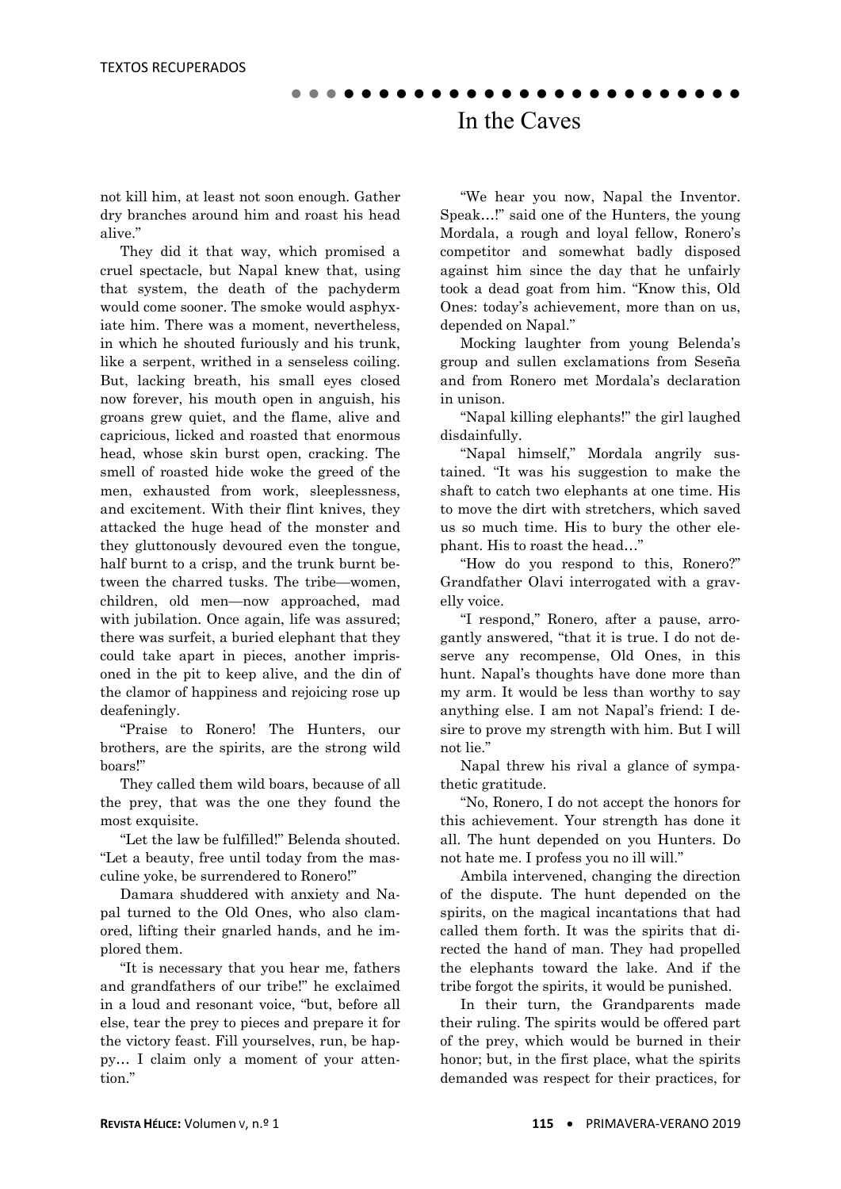not kill him, at least not soon enough. Gather dry branches around him and roast his head alive."

They did it that way, which promised a cruel spectacle, but Napal knew that, using that system, the death of the pachyderm would come sooner. The smoke would asphyxiate him. There was a moment, nevertheless, in which he shouted furiously and his trunk, like a serpent, writhed in a senseless coiling. But, lacking breath, his small eyes closed now forever, his mouth open in anguish, his groans grew quiet, and the flame, alive and capricious, licked and roasted that enormous head, whose skin burst open, cracking. The smell of roasted hide woke the greed of the men, exhausted from work, sleeplessness, and excitement. With their flint knives, they attacked the huge head of the monster and they gluttonously devoured even the tongue, half burnt to a crisp, and the trunk burnt between the charred tusks. The tribe—women, children, old men—now approached, mad with jubilation. Once again, life was assured; there was surfeit, a buried elephant that they could take apart in pieces, another imprisoned in the pit to keep alive, and the din of the clamor of happiness and rejoicing rose up deafeningly.

"Praise to Ronero! The Hunters, our brothers, are the spirits, are the strong wild boars!"

They called them wild boars, because of all the prey, that was the one they found the most exquisite.

"Let the law be fulfilled!" Belenda shouted. "Let a beauty, free until today from the masculine yoke, be surrendered to Ronero!"

Damara shuddered with anxiety and Napal turned to the Old Ones, who also clamored, lifting their gnarled hands, and he implored them.

"It is necessary that you hear me, fathers and grandfathers of our tribe!" he exclaimed in a loud and resonant voice, "but, before all else, tear the prey to pieces and prepare it for the victory feast. Fill yourselves, run, be happy… I claim only a moment of your attention."

"We hear you now, Napal the Inventor. Speak…!" said one of the Hunters, the young Mordala, a rough and loyal fellow, Ronero's competitor and somewhat badly disposed against him since the day that he unfairly took a dead goat from him. "Know this, Old Ones: today's achievement, more than on us, depended on Napal."

Mocking laughter from young Belenda's group and sullen exclamations from Seseña and from Ronero met Mordala's declaration in unison.

"Napal killing elephants!" the girl laughed disdainfully.

"Napal himself," Mordala angrily sustained. "It was his suggestion to make the shaft to catch two elephants at one time. His to move the dirt with stretchers, which saved us so much time. His to bury the other elephant. His to roast the head…"

"How do you respond to this, Ronero?" Grandfather Olavi interrogated with a gravelly voice.

"I respond," Ronero, after a pause, arrogantly answered, "that it is true. I do not deserve any recompense, Old Ones, in this hunt. Napal's thoughts have done more than my arm. It would be less than worthy to say anything else. I am not Napal's friend: I desire to prove my strength with him. But I will not lie."

Napal threw his rival a glance of sympathetic gratitude.

"No, Ronero, I do not accept the honors for this achievement. Your strength has done it all. The hunt depended on you Hunters. Do not hate me. I profess you no ill will."

Ambila intervened, changing the direction of the dispute. The hunt depended on the spirits, on the magical incantations that had called them forth. It was the spirits that directed the hand of man. They had propelled the elephants toward the lake. And if the tribe forgot the spirits, it would be punished.

In their turn, the Grandparents made their ruling. The spirits would be offered part of the prey, which would be burned in their honor; but, in the first place, what the spirits demanded was respect for their practices, for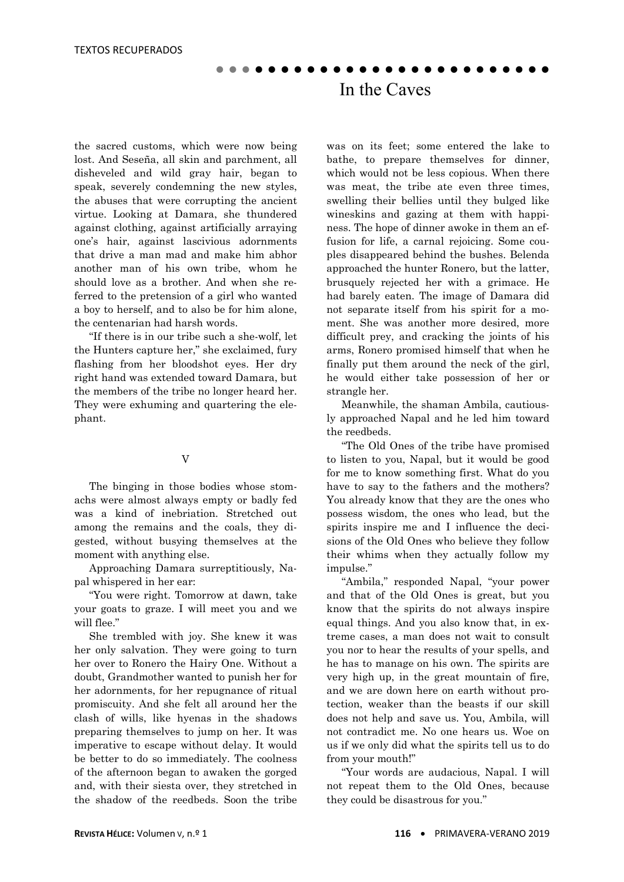the sacred customs, which were now being lost. And Seseña, all skin and parchment, all disheveled and wild gray hair, began to speak, severely condemning the new styles, the abuses that were corrupting the ancient virtue. Looking at Damara, she thundered against clothing, against artificially arraying one's hair, against lascivious adornments that drive a man mad and make him abhor another man of his own tribe, whom he should love as a brother. And when she referred to the pretension of a girl who wanted a boy to herself, and to also be for him alone, the centenarian had harsh words.

"If there is in our tribe such a she-wolf, let the Hunters capture her," she exclaimed, fury flashing from her bloodshot eyes. Her dry right hand was extended toward Damara, but the members of the tribe no longer heard her. They were exhuming and quartering the elephant.

## V

The binging in those bodies whose stomachs were almost always empty or badly fed was a kind of inebriation. Stretched out among the remains and the coals, they digested, without busying themselves at the moment with anything else.

Approaching Damara surreptitiously, Napal whispered in her ear:

"You were right. Tomorrow at dawn, take your goats to graze. I will meet you and we will flee."

She trembled with joy. She knew it was her only salvation. They were going to turn her over to Ronero the Hairy One. Without a doubt, Grandmother wanted to punish her for her adornments, for her repugnance of ritual promiscuity. And she felt all around her the clash of wills, like hyenas in the shadows preparing themselves to jump on her. It was imperative to escape without delay. It would be better to do so immediately. The coolness of the afternoon began to awaken the gorged and, with their siesta over, they stretched in the shadow of the reedbeds. Soon the tribe was on its feet; some entered the lake to bathe, to prepare themselves for dinner, which would not be less copious. When there was meat, the tribe ate even three times, swelling their bellies until they bulged like wineskins and gazing at them with happiness. The hope of dinner awoke in them an effusion for life, a carnal rejoicing. Some couples disappeared behind the bushes. Belenda approached the hunter Ronero, but the latter, brusquely rejected her with a grimace. He had barely eaten. The image of Damara did not separate itself from his spirit for a moment. She was another more desired, more difficult prey, and cracking the joints of his arms, Ronero promised himself that when he finally put them around the neck of the girl, he would either take possession of her or strangle her.

Meanwhile, the shaman Ambila, cautiously approached Napal and he led him toward the reedbeds.

"The Old Ones of the tribe have promised to listen to you, Napal, but it would be good for me to know something first. What do you have to say to the fathers and the mothers? You already know that they are the ones who possess wisdom, the ones who lead, but the spirits inspire me and I influence the decisions of the Old Ones who believe they follow their whims when they actually follow my impulse."

"Ambila," responded Napal, "your power and that of the Old Ones is great, but you know that the spirits do not always inspire equal things. And you also know that, in extreme cases, a man does not wait to consult you nor to hear the results of your spells, and he has to manage on his own. The spirits are very high up, in the great mountain of fire, and we are down here on earth without protection, weaker than the beasts if our skill does not help and save us. You, Ambila, will not contradict me. No one hears us. Woe on us if we only did what the spirits tell us to do from your mouth!"

"Your words are audacious, Napal. I will not repeat them to the Old Ones, because they could be disastrous for you."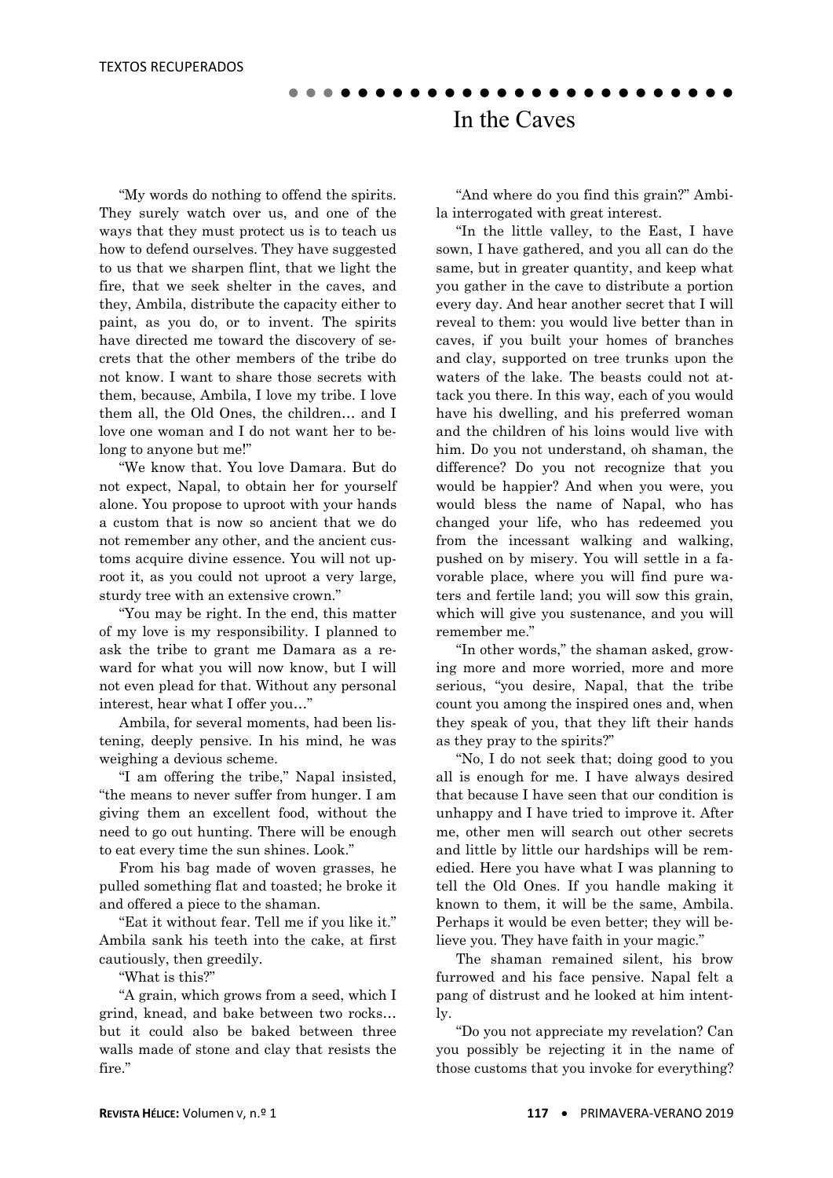# In the Caves

"My words do nothing to offend the spirits. They surely watch over us, and one of the ways that they must protect us is to teach us how to defend ourselves. They have suggested to us that we sharpen flint, that we light the fire, that we seek shelter in the caves, and they, Ambila, distribute the capacity either to paint, as you do, or to invent. The spirits have directed me toward the discovery of secrets that the other members of the tribe do not know. I want to share those secrets with them, because, Ambila, I love my tribe. I love them all, the Old Ones, the children… and I love one woman and I do not want her to belong to anyone but me!"

"We know that. You love Damara. But do not expect, Napal, to obtain her for yourself alone. You propose to uproot with your hands a custom that is now so ancient that we do not remember any other, and the ancient customs acquire divine essence. You will not uproot it, as you could not uproot a very large, sturdy tree with an extensive crown."

"You may be right. In the end, this matter of my love is my responsibility. I planned to ask the tribe to grant me Damara as a reward for what you will now know, but I will not even plead for that. Without any personal interest, hear what I offer you…"

Ambila, for several moments, had been listening, deeply pensive. In his mind, he was weighing a devious scheme.

"I am offering the tribe," Napal insisted, "the means to never suffer from hunger. I am giving them an excellent food, without the need to go out hunting. There will be enough to eat every time the sun shines. Look."

From his bag made of woven grasses, he pulled something flat and toasted; he broke it and offered a piece to the shaman.

"Eat it without fear. Tell me if you like it." Ambila sank his teeth into the cake, at first cautiously, then greedily.

"What is this?"

"A grain, which grows from a seed, which I grind, knead, and bake between two rocks… but it could also be baked between three walls made of stone and clay that resists the fire."

"And where do you find this grain?" Ambila interrogated with great interest.

"In the little valley, to the East, I have sown, I have gathered, and you all can do the same, but in greater quantity, and keep what you gather in the cave to distribute a portion every day. And hear another secret that I will reveal to them: you would live better than in caves, if you built your homes of branches and clay, supported on tree trunks upon the waters of the lake. The beasts could not attack you there. In this way, each of you would have his dwelling, and his preferred woman and the children of his loins would live with him. Do you not understand, oh shaman, the difference? Do you not recognize that you would be happier? And when you were, you would bless the name of Napal, who has changed your life, who has redeemed you from the incessant walking and walking, pushed on by misery. You will settle in a favorable place, where you will find pure waters and fertile land; you will sow this grain, which will give you sustenance, and you will remember me."

"In other words," the shaman asked, growing more and more worried, more and more serious, "you desire, Napal, that the tribe count you among the inspired ones and, when they speak of you, that they lift their hands as they pray to the spirits?"

"No, I do not seek that; doing good to you all is enough for me. I have always desired that because I have seen that our condition is unhappy and I have tried to improve it. After me, other men will search out other secrets and little by little our hardships will be remedied. Here you have what I was planning to tell the Old Ones. If you handle making it known to them, it will be the same, Ambila. Perhaps it would be even better; they will believe you. They have faith in your magic."

The shaman remained silent, his brow furrowed and his face pensive. Napal felt a pang of distrust and he looked at him intently.

"Do you not appreciate my revelation? Can you possibly be rejecting it in the name of those customs that you invoke for everything?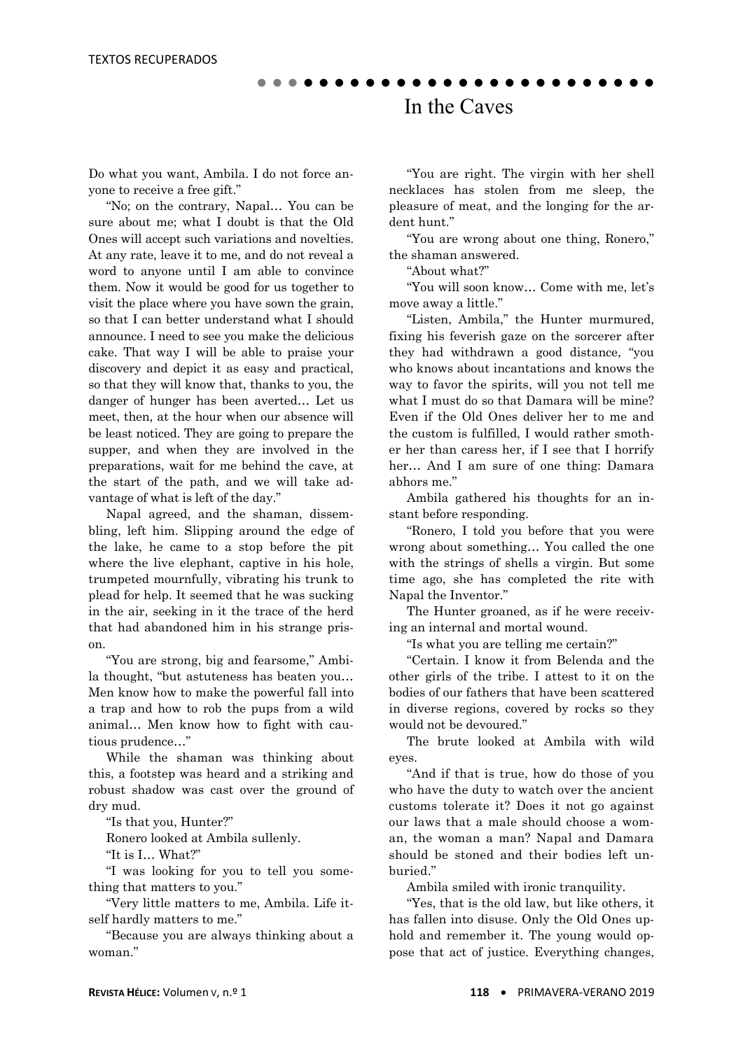# In the Caves

Do what you want, Ambila. I do not force anyone to receive a free gift."

"No; on the contrary, Napal… You can be sure about me; what I doubt is that the Old Ones will accept such variations and novelties. At any rate, leave it to me, and do not reveal a word to anyone until I am able to convince them. Now it would be good for us together to visit the place where you have sown the grain, so that I can better understand what I should announce. I need to see you make the delicious cake. That way I will be able to praise your discovery and depict it as easy and practical, so that they will know that, thanks to you, the danger of hunger has been averted… Let us meet, then, at the hour when our absence will be least noticed. They are going to prepare the supper, and when they are involved in the preparations, wait for me behind the cave, at the start of the path, and we will take advantage of what is left of the day."

Napal agreed, and the shaman, dissembling, left him. Slipping around the edge of the lake, he came to a stop before the pit where the live elephant, captive in his hole, trumpeted mournfully, vibrating his trunk to plead for help. It seemed that he was sucking in the air, seeking in it the trace of the herd that had abandoned him in his strange prison.

"You are strong, big and fearsome," Ambila thought, "but astuteness has beaten you… Men know how to make the powerful fall into a trap and how to rob the pups from a wild animal… Men know how to fight with cautious prudence…"

While the shaman was thinking about this, a footstep was heard and a striking and robust shadow was cast over the ground of dry mud.

"Is that you, Hunter?"

Ronero looked at Ambila sullenly.

"It is I… What?"

"I was looking for you to tell you something that matters to you."

"Very little matters to me, Ambila. Life itself hardly matters to me."

"Because you are always thinking about a woman."

"You are right. The virgin with her shell necklaces has stolen from me sleep, the pleasure of meat, and the longing for the ardent hunt."

"You are wrong about one thing, Ronero," the shaman answered.

"About what?"

"You will soon know… Come with me, let's move away a little."

"Listen, Ambila," the Hunter murmured, fixing his feverish gaze on the sorcerer after they had withdrawn a good distance, "you who knows about incantations and knows the way to favor the spirits, will you not tell me what I must do so that Damara will be mine? Even if the Old Ones deliver her to me and the custom is fulfilled, I would rather smother her than caress her, if I see that I horrify her… And I am sure of one thing: Damara abhors me."

Ambila gathered his thoughts for an instant before responding.

"Ronero, I told you before that you were wrong about something… You called the one with the strings of shells a virgin. But some time ago, she has completed the rite with Napal the Inventor."

The Hunter groaned, as if he were receiving an internal and mortal wound.

"Is what you are telling me certain?"

"Certain. I know it from Belenda and the other girls of the tribe. I attest to it on the bodies of our fathers that have been scattered in diverse regions, covered by rocks so they would not be devoured."

The brute looked at Ambila with wild eyes.

"And if that is true, how do those of you who have the duty to watch over the ancient customs tolerate it? Does it not go against our laws that a male should choose a woman, the woman a man? Napal and Damara should be stoned and their bodies left unburied."

Ambila smiled with ironic tranquility.

"Yes, that is the old law, but like others, it has fallen into disuse. Only the Old Ones uphold and remember it. The young would oppose that act of justice. Everything changes,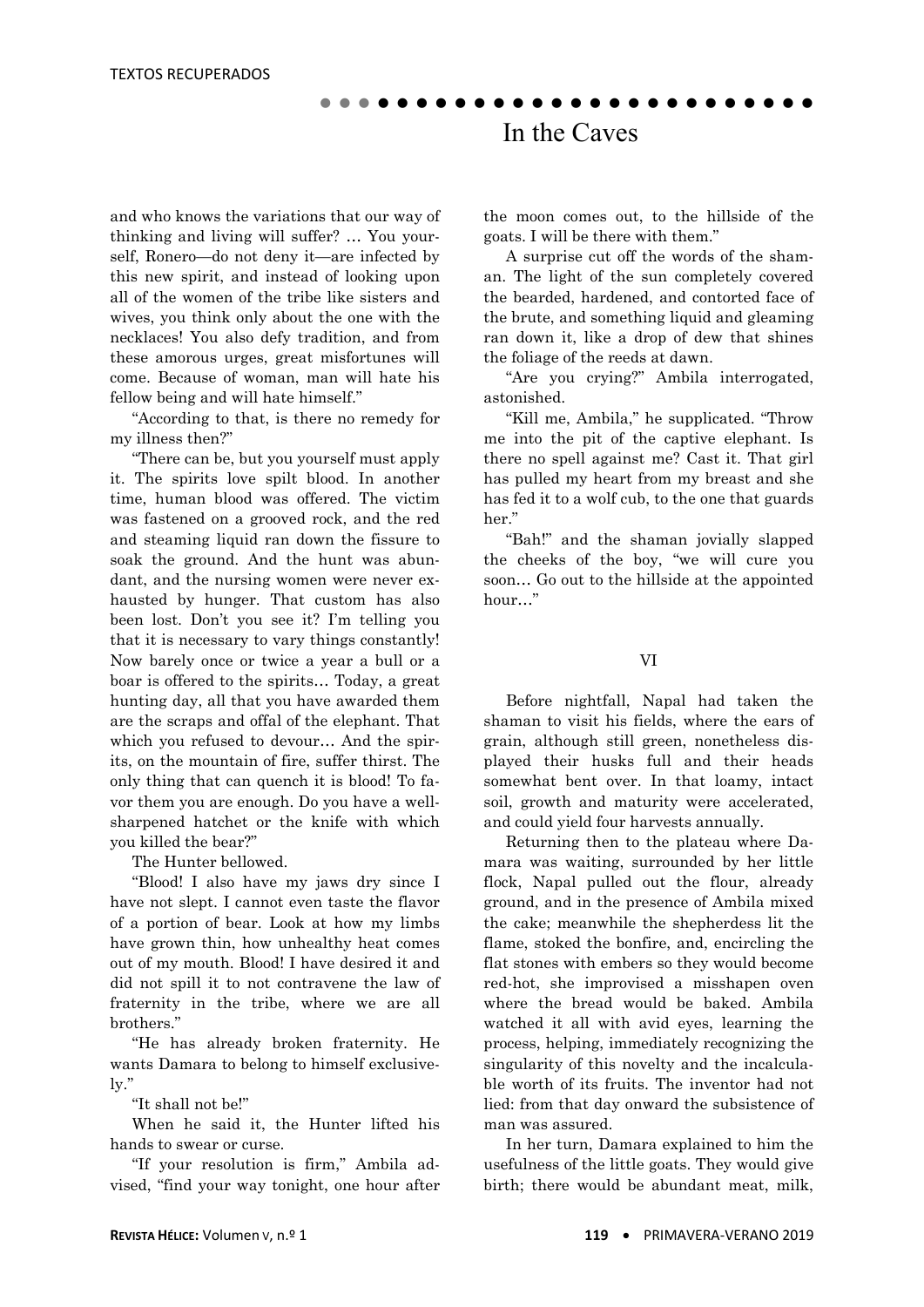and who knows the variations that our way of thinking and living will suffer? … You yourself, Ronero—do not deny it—are infected by this new spirit, and instead of looking upon all of the women of the tribe like sisters and wives, you think only about the one with the necklaces! You also defy tradition, and from these amorous urges, great misfortunes will come. Because of woman, man will hate his fellow being and will hate himself."

"According to that, is there no remedy for my illness then?"

"There can be, but you yourself must apply it. The spirits love spilt blood. In another time, human blood was offered. The victim was fastened on a grooved rock, and the red and steaming liquid ran down the fissure to soak the ground. And the hunt was abundant, and the nursing women were never exhausted by hunger. That custom has also been lost. Don't you see it? I'm telling you that it is necessary to vary things constantly! Now barely once or twice a year a bull or a boar is offered to the spirits… Today, a great hunting day, all that you have awarded them are the scraps and offal of the elephant. That which you refused to devour… And the spirits, on the mountain of fire, suffer thirst. The only thing that can quench it is blood! To favor them you are enough. Do you have a well-sharpened hatchet or the knife with which you killed the bear?"

The Hunter bellowed.

"Blood! I also have my jaws dry since I have not slept. I cannot even taste the flavor of a portion of bear. Look at how my limbs have grown thin, how unhealthy heat comes out of my mouth. Blood! I have desired it and did not spill it to not contravene the law of fraternity in the tribe, where we are all brothers."

"He has already broken fraternity. He wants Damara to belong to himself exclusively."

"It shall not be!"

When he said it, the Hunter lifted his hands to swear or curse.

"If your resolution is firm," Ambila advised, "find your way tonight, one hour after the moon comes out, to the hillside of the goats. I will be there with them."

A surprise cut off the words of the shaman. The light of the sun completely covered the bearded, hardened, and contorted face of the brute, and something liquid and gleaming ran down it, like a drop of dew that shines the foliage of the reeds at dawn.

"Are you crying?" Ambila interrogated, astonished.

"Kill me, Ambila," he supplicated. "Throw me into the pit of the captive elephant. Is there no spell against me? Cast it. That girl has pulled my heart from my breast and she has fed it to a wolf cub, to the one that guards her."

"Bah!" and the shaman jovially slapped the cheeks of the boy, "we will cure you soon… Go out to the hillside at the appointed hour…"

## VI

Before nightfall, Napal had taken the shaman to visit his fields, where the ears of grain, although still green, nonetheless displayed their husks full and their heads somewhat bent over. In that loamy, intact soil, growth and maturity were accelerated, and could yield four harvests annually.

Returning then to the plateau where Damara was waiting, surrounded by her little flock, Napal pulled out the flour, already ground, and in the presence of Ambila mixed the cake; meanwhile the shepherdess lit the flame, stoked the bonfire, and, encircling the flat stones with embers so they would become red-hot, she improvised a misshapen oven where the bread would be baked. Ambila watched it all with avid eyes, learning the process, helping, immediately recognizing the singularity of this novelty and the incalculable worth of its fruits. The inventor had not lied: from that day onward the subsistence of man was assured.

In her turn, Damara explained to him the usefulness of the little goats. They would give birth; there would be abundant meat, milk,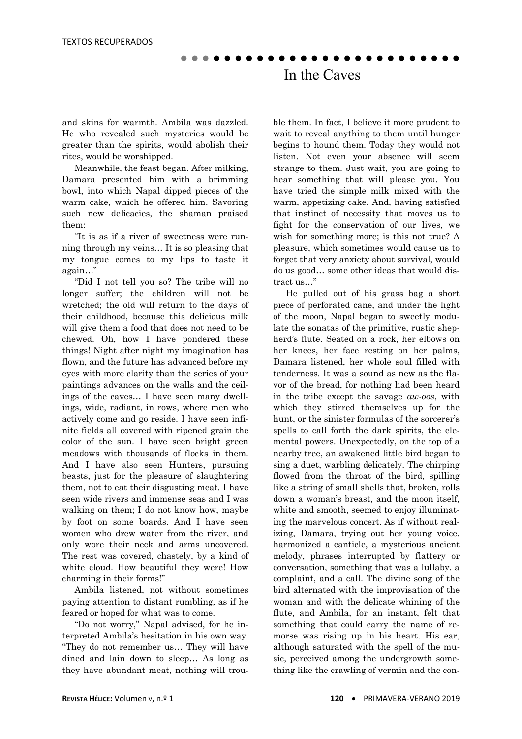and skins for warmth. Ambila was dazzled. He who revealed such mysteries would be greater than the spirits, would abolish their rites, would be worshipped.

Meanwhile, the feast began. After milking, Damara presented him with a brimming bowl, into which Napal dipped pieces of the warm cake, which he offered him. Savoring such new delicacies, the shaman praised them:

"It is as if a river of sweetness were running through my veins… It is so pleasing that my tongue comes to my lips to taste it again…"

"Did I not tell you so? The tribe will no longer suffer; the children will not be wretched; the old will return to the days of their childhood, because this delicious milk will give them a food that does not need to be chewed. Oh, how I have pondered these things! Night after night my imagination has flown, and the future has advanced before my eyes with more clarity than the series of your paintings advances on the walls and the ceilings of the caves… I have seen many dwellings, wide, radiant, in rows, where men who actively come and go reside. I have seen infinite fields all covered with ripened grain the color of the sun. I have seen bright green meadows with thousands of flocks in them. And I have also seen Hunters, pursuing beasts, just for the pleasure of slaughtering them, not to eat their disgusting meat. I have seen wide rivers and immense seas and I was walking on them; I do not know how, maybe by foot on some boards. And I have seen women who drew water from the river, and only wore their neck and arms uncovered. The rest was covered, chastely, by a kind of white cloud. How beautiful they were! How charming in their forms!"

Ambila listened, not without sometimes paying attention to distant rumbling, as if he feared or hoped for what was to come.

"Do not worry," Napal advised, for he interpreted Ambila's hesitation in his own way. "They do not remember us… They will have dined and lain down to sleep… As long as they have abundant meat, nothing will trouble them. In fact, I believe it more prudent to wait to reveal anything to them until hunger begins to hound them. Today they would not listen. Not even your absence will seem strange to them. Just wait, you are going to hear something that will please you. You have tried the simple milk mixed with the warm, appetizing cake. And, having satisfied that instinct of necessity that moves us to fight for the conservation of our lives, we wish for something more; is this not true? A pleasure, which sometimes would cause us to forget that very anxiety about survival, would do us good… some other ideas that would distract us…"

He pulled out of his grass bag a short piece of perforated cane, and under the light of the moon, Napal began to sweetly modulate the sonatas of the primitive, rustic shepherd's flute. Seated on a rock, her elbows on her knees, her face resting on her palms, Damara listened, her whole soul filled with tenderness. It was a sound as new as the flavor of the bread, for nothing had been heard in the tribe except the savage *aw-oos*, with which they stirred themselves up for the hunt, or the sinister formulas of the sorcerer's spells to call forth the dark spirits, the elemental powers. Unexpectedly, on the top of a nearby tree, an awakened little bird began to sing a duet, warbling delicately. The chirping flowed from the throat of the bird, spilling like a string of small shells that, broken, rolls down a woman's breast, and the moon itself, white and smooth, seemed to enjoy illuminating the marvelous concert. As if without realizing, Damara, trying out her young voice, harmonized a canticle, a mysterious ancient melody, phrases interrupted by flattery or conversation, something that was a lullaby, a complaint, and a call. The divine song of the bird alternated with the improvisation of the woman and with the delicate whining of the flute, and Ambila, for an instant, felt that something that could carry the name of remorse was rising up in his heart. His ear, although saturated with the spell of the music, perceived among the undergrowth something like the crawling of vermin and the con-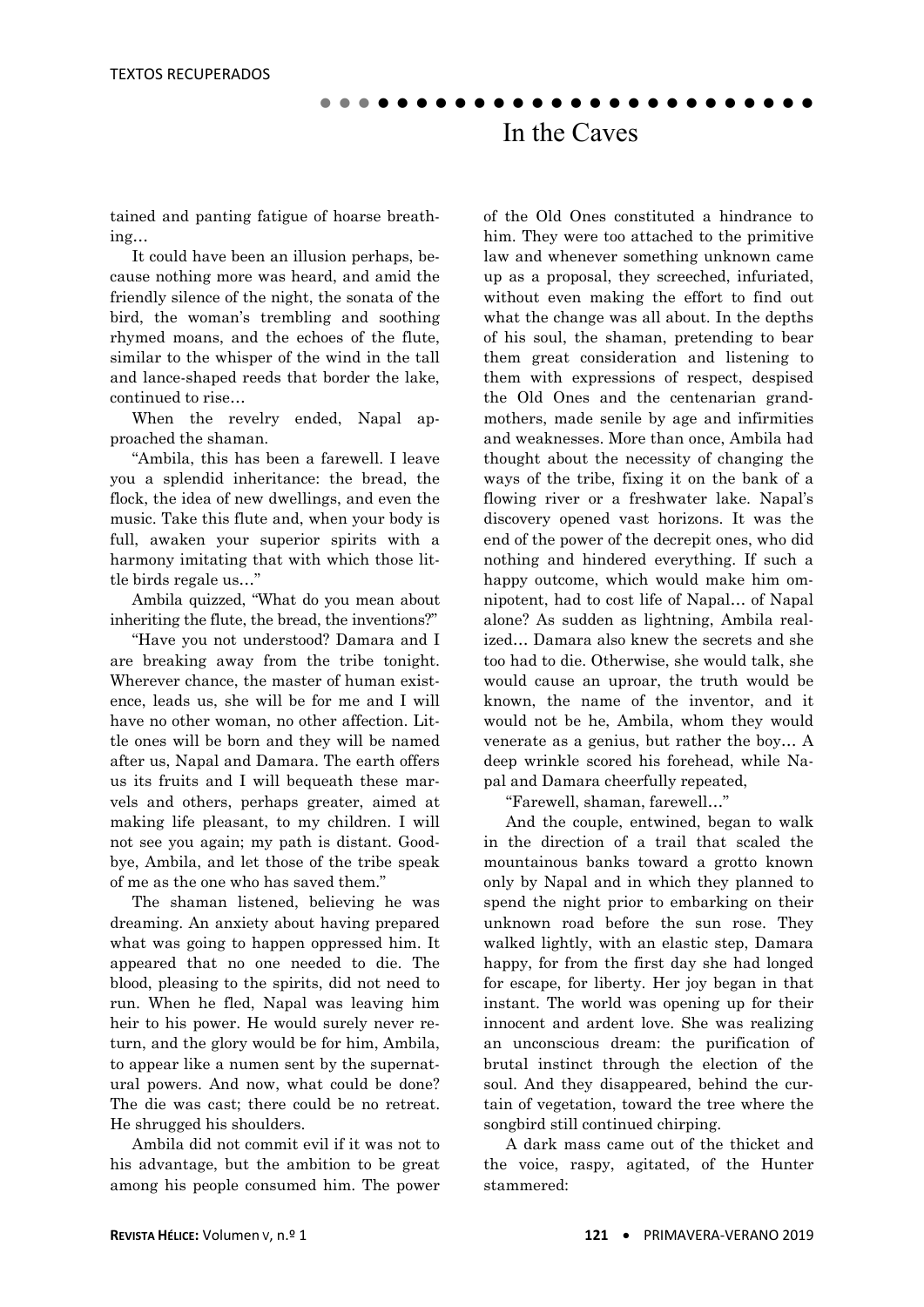tained and panting fatigue of hoarse breathing…

It could have been an illusion perhaps, because nothing more was heard, and amid the friendly silence of the night, the sonata of the bird, the woman's trembling and soothing rhymed moans, and the echoes of the flute, similar to the whisper of the wind in the tall and lance-shaped reeds that border the lake, continued to rise…

When the revelry ended, Napal approached the shaman.

"Ambila, this has been a farewell. I leave you a splendid inheritance: the bread, the flock, the idea of new dwellings, and even the music. Take this flute and, when your body is full, awaken your superior spirits with a harmony imitating that with which those little birds regale us…"

Ambila quizzed, "What do you mean about inheriting the flute, the bread, the inventions?"

"Have you not understood? Damara and I are breaking away from the tribe tonight. Wherever chance, the master of human existence, leads us, she will be for me and I will have no other woman, no other affection. Little ones will be born and they will be named after us, Napal and Damara. The earth offers us its fruits and I will bequeath these marvels and others, perhaps greater, aimed at making life pleasant, to my children. I will not see you again; my path is distant. Goodbye, Ambila, and let those of the tribe speak of me as the one who has saved them."

The shaman listened, believing he was dreaming. An anxiety about having prepared what was going to happen oppressed him. It appeared that no one needed to die. The blood, pleasing to the spirits, did not need to run. When he fled, Napal was leaving him heir to his power. He would surely never return, and the glory would be for him, Ambila, to appear like a numen sent by the supernatural powers. And now, what could be done? The die was cast; there could be no retreat. He shrugged his shoulders.

Ambila did not commit evil if it was not to his advantage, but the ambition to be great among his people consumed him. The power of the Old Ones constituted a hindrance to him. They were too attached to the primitive law and whenever something unknown came up as a proposal, they screeched, infuriated, without even making the effort to find out what the change was all about. In the depths of his soul, the shaman, pretending to bear them great consideration and listening to them with expressions of respect, despised the Old Ones and the centenarian grandmothers, made senile by age and infirmities and weaknesses. More than once, Ambila had thought about the necessity of changing the ways of the tribe, fixing it on the bank of a flowing river or a freshwater lake. Napal's discovery opened vast horizons. It was the end of the power of the decrepit ones, who did nothing and hindered everything. If such a happy outcome, which would make him omnipotent, had to cost life of Napal… of Napal alone? As sudden as lightning, Ambila realized… Damara also knew the secrets and she too had to die. Otherwise, she would talk, she would cause an uproar, the truth would be known, the name of the inventor, and it would not be he, Ambila, whom they would venerate as a genius, but rather the boy… A deep wrinkle scored his forehead, while Napal and Damara cheerfully repeated,

"Farewell, shaman, farewell…"

And the couple, entwined, began to walk in the direction of a trail that scaled the mountainous banks toward a grotto known only by Napal and in which they planned to spend the night prior to embarking on their unknown road before the sun rose. They walked lightly, with an elastic step, Damara happy, for from the first day she had longed for escape, for liberty. Her joy began in that instant. The world was opening up for their innocent and ardent love. She was realizing an unconscious dream: the purification of brutal instinct through the election of the soul. And they disappeared, behind the curtain of vegetation, toward the tree where the songbird still continued chirping.

A dark mass came out of the thicket and the voice, raspy, agitated, of the Hunter stammered: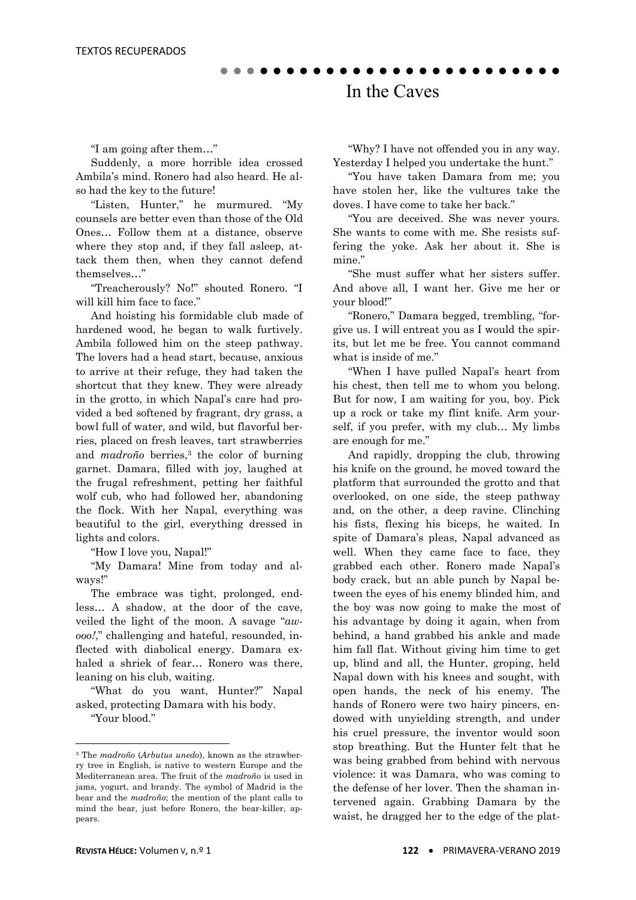# In the Caves

"I am going after them…"

Suddenly, a more horrible idea crossed Ambila's mind. Ronero had also heard. He also had the key to the future!

"Listen, Hunter," he murmured. "My counsels are better even than those of the Old Ones… Follow them at a distance, observe where they stop and, if they fall asleep, attack them then, when they cannot defend themselves…"

"Treacherously? No!" shouted Ronero. "I will kill him face to face."

And hoisting his formidable club made of hardened wood, he began to walk furtively. Ambila followed him on the steep pathway. The lovers had a head start, because, anxious to arrive at their refuge, they had taken the shortcut that they knew. They were already in the grotto, in which Napal's care had provided a bed softened by fragrant, dry grass, a bowl full of water, and wild, but flavorful berries, placed on fresh leaves, tart strawberries and *madroño* berries,[3] the color of burning garnet. Damara, filled with joy, laughed at the frugal refreshment, petting her faithful wolf cub, who had followed her, abandoning the flock. With her Napal, everything was beautiful to the girl, everything dressed in lights and colors.

"How I love you, Napal!"

"My Damara! Mine from today and always!"

The embrace was tight, prolonged, endless… A shadow, at the door of the cave, veiled the light of the moon. A savage "*aw-ooo!*," challenging and hateful, resounded, inflected with diabolical energy. Damara exhaled a shriek of fear… Ronero was there, leaning on his club, waiting.

"What do you want, Hunter?" Napal asked, protecting Damara with his body.

"Your blood."

"Why? I have not offended you in any way. Yesterday I helped you undertake the hunt."

"You have taken Damara from me; you have stolen her, like the vultures take the doves. I have come to take her back."

"You are deceived. She was never yours. She wants to come with me. She resists suffering the yoke. Ask her about it. She is mine."

"She must suffer what her sisters suffer. And above all, I want her. Give me her or your blood!"

"Ronero," Damara begged, trembling, "forgive us. I will entreat you as I would the spirits, but let me be free. You cannot command what is inside of me."

"When I have pulled Napal's heart from his chest, then tell me to whom you belong. But for now, I am waiting for you, boy. Pick up a rock or take my flint knife. Arm yourself, if you prefer, with my club… My limbs are enough for me."

And rapidly, dropping the club, throwing his knife on the ground, he moved toward the platform that surrounded the grotto and that overlooked, on one side, the steep pathway and, on the other, a deep ravine. Clinching his fists, flexing his biceps, he waited. In spite of Damara's pleas, Napal advanced as well. When they came face to face, they grabbed each other. Ronero made Napal's body crack, but an able punch by Napal between the eyes of his enemy blinded him, and the boy was now going to make the most of his advantage by doing it again, when from behind, a hand grabbed his ankle and made him fall flat. Without giving him time to get up, blind and all, the Hunter, groping, held Napal down with his knees and sought, with open hands, the neck of his enemy. The hands of Ronero were two hairy pincers, endowed with unyielding strength, and under his cruel pressure, the inventor would soon stop breathing. But the Hunter felt that he was being grabbed from behind with nervous violence: it was Damara, who was coming to the defense of her lover. Then the shaman intervened again. Grabbing Damara by the waist, he dragged her to the edge of the plat-

---

[3] The *madroño* (*Arbutus unedo*), known as the strawberry tree in English, is native to western Europe and the Mediterranean area. The fruit of the *madroño* is used in jams, yogurt, and brandy. The symbol of Madrid is the bear and the *madroño*; the mention of the plant calls to mind the bear, just before Ronero, the bear-killer, appears.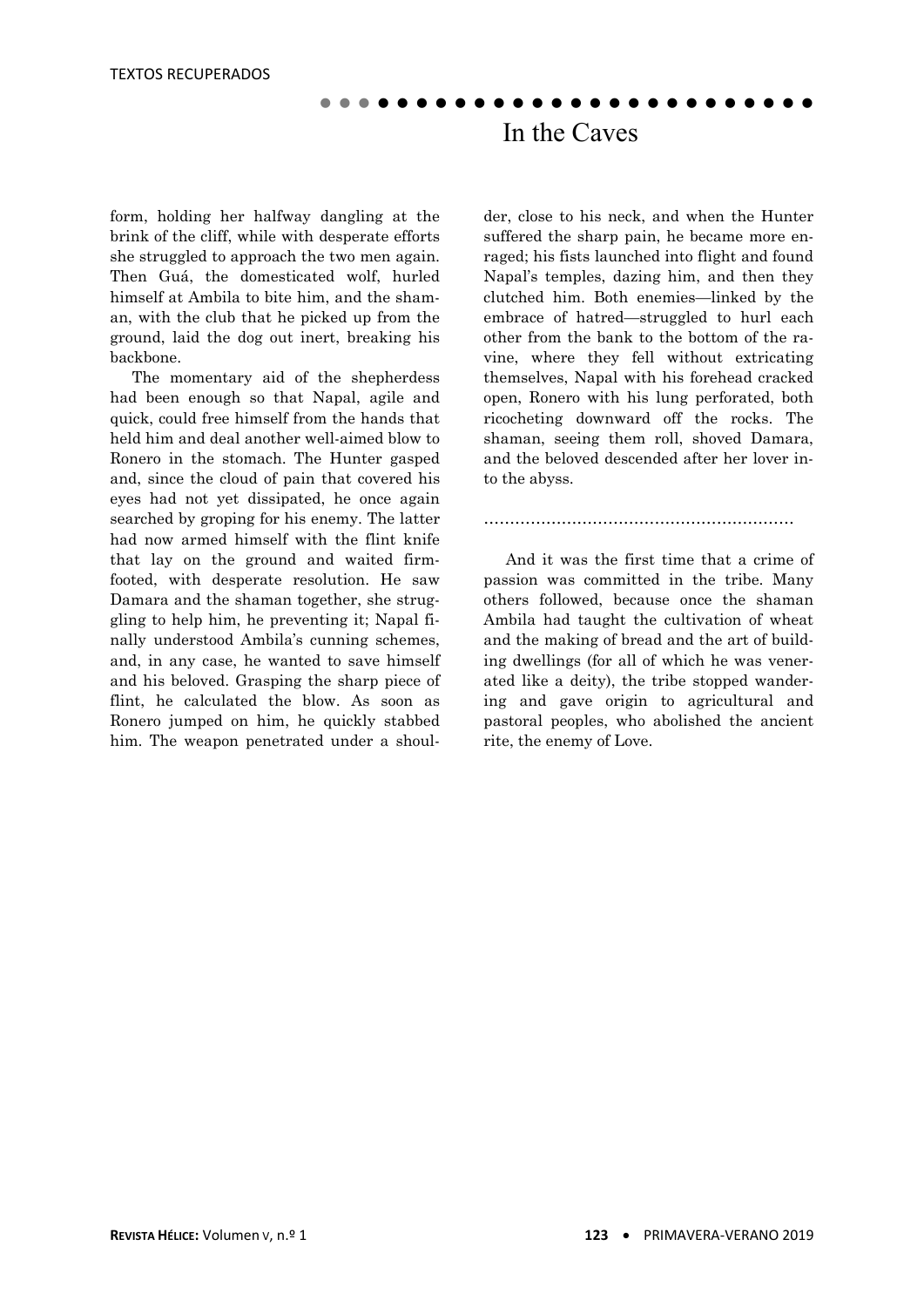form, holding her halfway dangling at the brink of the cliff, while with desperate efforts she struggled to approach the two men again. Then Guá, the domesticated wolf, hurled himself at Ambila to bite him, and the shaman, with the club that he picked up from the ground, laid the dog out inert, breaking his backbone.

The momentary aid of the shepherdess had been enough so that Napal, agile and quick, could free himself from the hands that held him and deal another well-aimed blow to Ronero in the stomach. The Hunter gasped and, since the cloud of pain that covered his eyes had not yet dissipated, he once again searched by groping for his enemy. The latter had now armed himself with the flint knife that lay on the ground and waited firm-footed, with desperate resolution. He saw Damara and the shaman together, she struggling to help him, he preventing it; Napal finally understood Ambila's cunning schemes, and, in any case, he wanted to save himself and his beloved. Grasping the sharp piece of flint, he calculated the blow. As soon as Ronero jumped on him, he quickly stabbed him. The weapon penetrated under a shoulder, close to his neck, and when the Hunter suffered the sharp pain, he became more enraged; his fists launched into flight and found Napal's temples, dazing him, and then they clutched him. Both enemies—linked by the embrace of hatred—struggled to hurl each other from the bank to the bottom of the ravine, where they fell without extricating themselves, Napal with his forehead cracked open, Ronero with his lung perforated, both ricocheting downward off the rocks. The shaman, seeing them roll, shoved Damara, and the beloved descended after her lover into the abyss.

……………………………………………………

And it was the first time that a crime of passion was committed in the tribe. Many others followed, because once the shaman Ambila had taught the cultivation of wheat and the making of bread and the art of building dwellings (for all of which he was venerated like a deity), the tribe stopped wandering and gave origin to agricultural and pastoral peoples, who abolished the ancient rite, the enemy of Love.